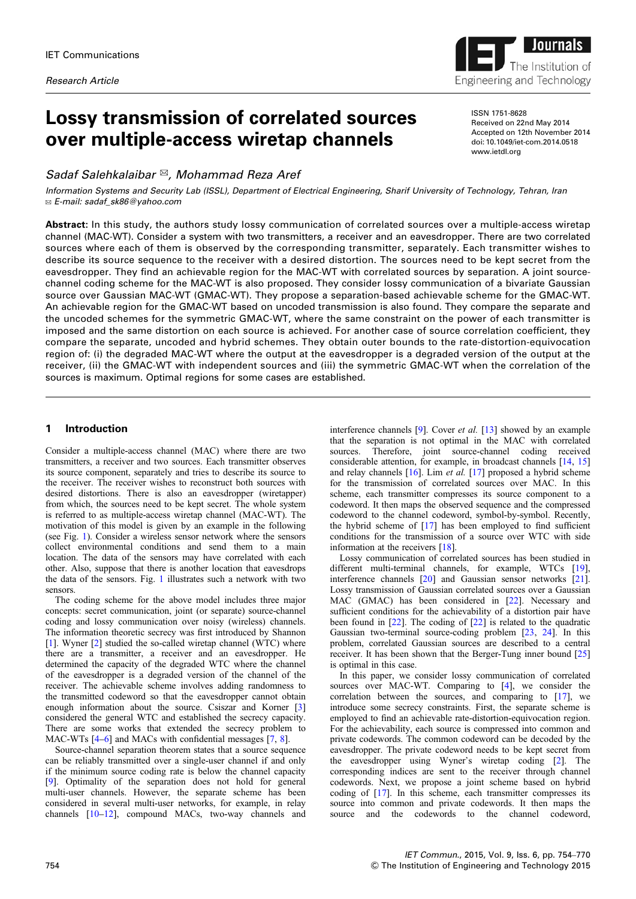IET Communications

*Research Article*

# Lossy transmission of correlated sources over multiple-access wiretap channels

ISSN 1751-8628
Received on 22nd May 2014
Accepted on 12th November 2014
doi: 10.1049/iet-com.2014.0518
www.ietdl.org

*Sadaf Salehkalaibar* ✉, *Mohammad Reza Aref*

*Information Systems and Security Lab (ISSL), Department of Electrical Engineering, Sharif University of Technology, Tehran, Iran*
✉ *E-mail: sadaf_sk86@yahoo.com*

**Abstract:** In this study, the authors study lossy communication of correlated sources over a multiple-access wiretap channel (MAC-WT). Consider a system with two transmitters, a receiver and an eavesdropper. There are two correlated sources where each of them is observed by the corresponding transmitter, separately. Each transmitter wishes to describe its source sequence to the receiver with a desired distortion. The sources need to be kept secret from the eavesdropper. They find an achievable region for the MAC-WT with correlated sources by separation. A joint source-channel coding scheme for the MAC-WT is also proposed. They consider lossy communication of a bivariate Gaussian source over Gaussian MAC-WT (GMAC-WT). They propose a separation-based achievable scheme for the GMAC-WT. An achievable region for the GMAC-WT based on uncoded transmission is also found. They compare the separate and the uncoded schemes for the symmetric GMAC-WT, where the same constraint on the power of each transmitter is imposed and the same distortion on each source is achieved. For another case of source correlation coefficient, they compare the separate, uncoded and hybrid schemes. They obtain outer bounds to the rate-distortion-equivocation region of: (i) the degraded MAC-WT where the output at the eavesdropper is a degraded version of the output at the receiver, (ii) the GMAC-WT with independent sources and (iii) the symmetric GMAC-WT when the correlation of the sources is maximum. Optimal regions for some cases are established.

## 1 Introduction

Consider a multiple-access channel (MAC) where there are two transmitters, a receiver and two sources. Each transmitter observes its source component, separately and tries to describe its source to the receiver. The receiver wishes to reconstruct both sources with desired distortions. There is also an eavesdropper (wiretapper) from which, the sources need to be kept secret. The whole system is referred to as multiple-access wiretap channel (MAC-WT). The motivation of this model is given by an example in the following (see Fig. 1). Consider a wireless sensor network where the sensors collect environmental conditions and send them to a main location. The data of the sensors may have correlated with each other. Also, suppose that there is another location that eavesdrops the data of the sensors. Fig. 1 illustrates such a network with two sensors.

The coding scheme for the above model includes three major concepts: secret communication, joint (or separate) source-channel coding and lossy communication over noisy (wireless) channels. The information theoretic secrecy was first introduced by Shannon [1]. Wyner [2] studied the so-called wiretap channel (WTC) where there are a transmitter, a receiver and an eavesdropper. He determined the capacity of the degraded WTC where the channel of the eavesdropper is a degraded version of the channel of the receiver. The achievable scheme involves adding randomness to the transmitted codeword so that the eavesdropper cannot obtain enough information about the source. Csiszar and Korner [3] considered the general WTC and established the secrecy capacity. There are some works that extended the secrecy problem to MAC-WTs [4–6] and MACs with confidential messages [7, 8].

Source-channel separation theorem states that a source sequence can be reliably transmitted over a single-user channel if and only if the minimum source coding rate is below the channel capacity [9]. Optimality of the separation does not hold for general multi-user channels. However, the separate scheme has been considered in several multi-user networks, for example, in relay channels [10–12], compound MACs, two-way channels and interference channels [9]. Cover *et al.* [13] showed by an example that the separation is not optimal in the MAC with correlated sources. Therefore, joint source-channel coding received considerable attention, for example, in broadcast channels [14, 15] and relay channels [16]. Lim *et al.* [17] proposed a hybrid scheme for the transmission of correlated sources over MAC. In this scheme, each transmitter compresses its source component to a codeword. It then maps the observed sequence and the compressed codeword to the channel codeword, symbol-by-symbol. Recently, the hybrid scheme of [17] has been employed to find sufficient conditions for the transmission of a source over WTC with side information at the receivers [18].

Lossy communication of correlated sources has been studied in different multi-terminal channels, for example, WTCs [19], interference channels [20] and Gaussian sensor networks [21]. Lossy transmission of Gaussian correlated sources over a Gaussian MAC (GMAC) has been considered in [22]. Necessary and sufficient conditions for the achievability of a distortion pair have been found in [22]. The coding of [22] is related to the quadratic Gaussian two-terminal source-coding problem [23, 24]. In this problem, correlated Gaussian sources are described to a central receiver. It has been shown that the Berger-Tung inner bound [25] is optimal in this case.

In this paper, we consider lossy communication of correlated sources over MAC-WT. Comparing to [4], we consider the correlation between the sources, and comparing to [17], we introduce some secrecy constraints. First, the separate scheme is employed to find an achievable rate-distortion-equivocation region. For the achievability, each source is compressed into common and private codewords. The common codeword can be decoded by the eavesdropper. The private codeword needs to be kept secret from the eavesdropper using Wyner's wiretap coding [2]. The corresponding indices are sent to the receiver through channel codewords. Next, we propose a joint scheme based on hybrid coding of [17]. In this scheme, each transmitter compresses its source into common and private codewords. It then maps the source and the codewords to the channel codeword,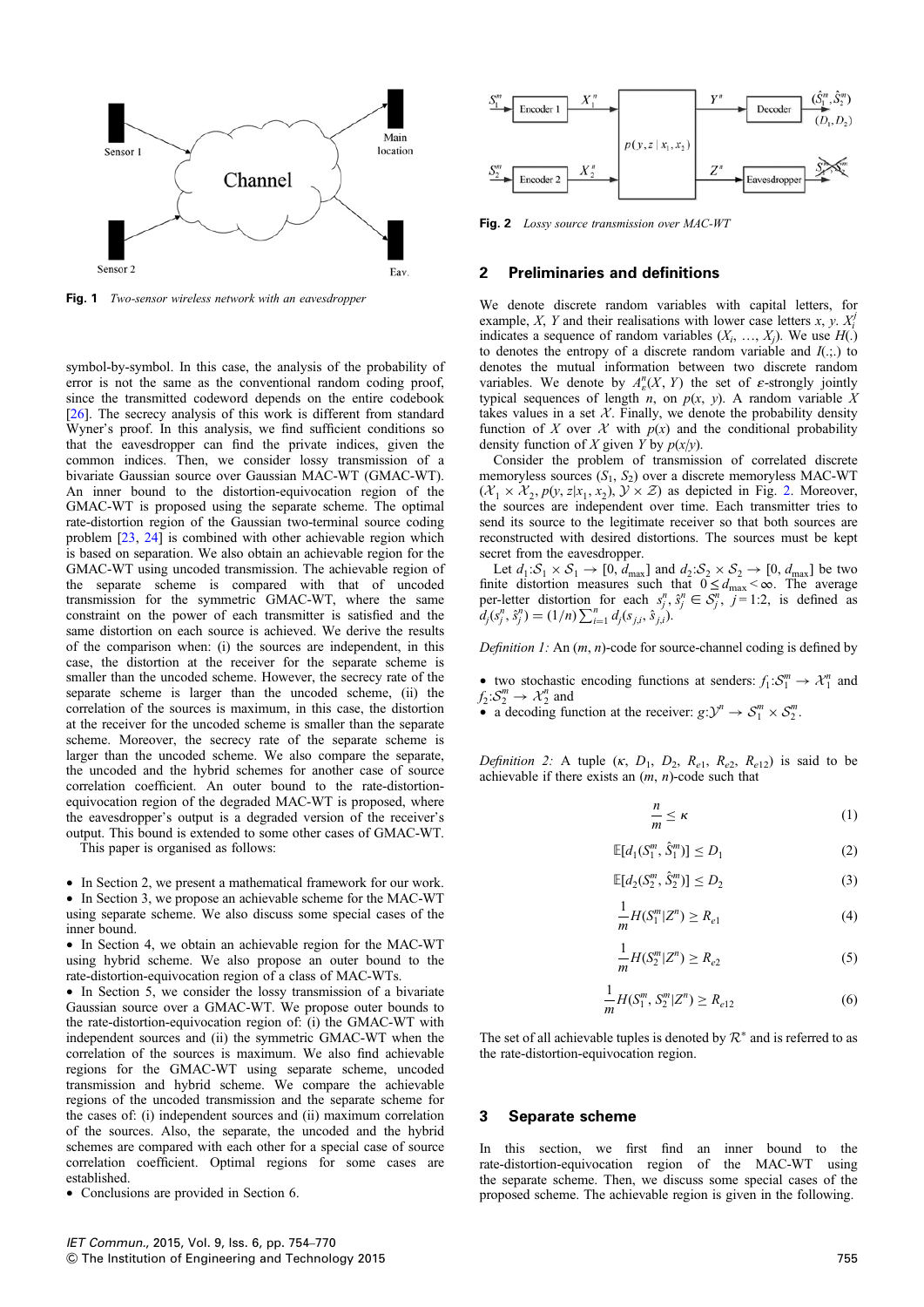Fig. 1 *Two-sensor wireless network with an eavesdropper*

symbol-by-symbol. In this case, the analysis of the probability of error is not the same as the conventional random coding proof, since the transmitted codeword depends on the entire codebook [26]. The secrecy analysis of this work is different from standard Wyner's proof. In this analysis, we find sufficient conditions so that the eavesdropper can find the private indices, given the common indices. Then, we consider lossy transmission of a bivariate Gaussian source over Gaussian MAC-WT (GMAC-WT). An inner bound to the distortion-equivocation region of the GMAC-WT is proposed using the separate scheme. The optimal rate-distortion region of the Gaussian two-terminal source coding problem [23, 24] is combined with other achievable region which is based on separation. We also obtain an achievable region for the GMAC-WT using uncoded transmission. The achievable region of the separate scheme is compared with that of uncoded transmission for the symmetric GMAC-WT, where the same constraint on the power of each transmitter is satisfied and the same distortion on each source is achieved. We derive the results of the comparison when: (i) the sources are independent, in this case, the distortion at the receiver for the separate scheme is smaller than the uncoded scheme. However, the secrecy rate of the separate scheme is larger than the uncoded scheme, (ii) the correlation of the sources is maximum, in this case, the distortion at the receiver for the uncoded scheme is smaller than the separate scheme. Moreover, the secrecy rate of the separate scheme is larger than the uncoded scheme. We also compare the separate, the uncoded and the hybrid schemes for another case of source correlation coefficient. An outer bound to the rate-distortion-equivocation region of the degraded MAC-WT is proposed, where the eavesdropper's output is a degraded version of the receiver's output. This bound is extended to some other cases of GMAC-WT.

This paper is organised as follows:

- In Section 2, we present a mathematical framework for our work.
- In Section 3, we propose an achievable scheme for the MAC-WT using separate scheme. We also discuss some special cases of the inner bound.
- In Section 4, we obtain an achievable region for the MAC-WT using hybrid scheme. We also propose an outer bound to the rate-distortion-equivocation region of a class of MAC-WTs.
- In Section 5, we consider the lossy transmission of a bivariate Gaussian source over a GMAC-WT. We propose outer bounds to the rate-distortion-equivocation region of: (i) the GMAC-WT with independent sources and (ii) the symmetric GMAC-WT when the correlation of the sources is maximum. We also find achievable regions for the GMAC-WT using separate scheme, uncoded transmission and hybrid scheme. We compare the achievable regions of the uncoded transmission and the separate scheme for the cases of: (i) independent sources and (ii) maximum correlation of the sources. Also, the separate, the uncoded and the hybrid schemes are compared with each other for a special case of source correlation coefficient. Optimal regions for some cases are established.
- Conclusions are provided in Section 6.

Fig. 2 *Lossy source transmission over MAC-WT*

## 2 Preliminaries and definitions

We denote discrete random variables with capital letters, for example, $X$, $Y$ and their realisations with lower case letters $x$, $y$. $X_i^j$ indicates a sequence of random variables $(X_i, \ldots, X_j)$. We use $H(.)$ to denotes the entropy of a discrete random variable and $I(.;.)$ to denotes the mutual information between two discrete random variables. We denote by $A_\epsilon^n(X, Y)$ the set of $\epsilon$-strongly jointly typical sequences of length $n$, on $p(x, y)$. A random variable $X$ takes values in a set $\mathcal{X}$. Finally, we denote the probability density function of $X$ over $\mathcal{X}$ with $p(x)$ and the conditional probability density function of $X$ given $Y$ by $p(x/y)$.

Consider the problem of transmission of correlated discrete memoryless sources $(S_1, S_2)$ over a discrete memoryless MAC-WT $(\mathcal{X}_1 \times \mathcal{X}_2, p(y, z|x_1, x_2), \mathcal{Y} \times \mathcal{Z})$ as depicted in Fig. 2. Moreover, the sources are independent over time. Each transmitter tries to send its source to the legitimate receiver so that both sources are reconstructed with desired distortions. The sources must be kept secret from the eavesdropper.

Let $d_1:\mathcal{S}_1 \times \mathcal{S}_1 \rightarrow [0, d_{\max}]$ and $d_2:\mathcal{S}_2 \times \mathcal{S}_2 \rightarrow [0, d_{\max}]$ be two finite distortion measures such that $0 \le d_{\max} < \infty$. The average per-letter distortion for each $s_j^n, \hat{s}_j^n \in \mathcal{S}_j^n$, $j = 1{:}2$, is defined as $d_j(s_j^n, \hat{s}_j^n) = (1/n)\sum_{i=1}^n d_j(s_{j,i}, \hat{s}_{j,i})$.

*Definition 1:* An $(m, n)$-code for source-channel coding is defined by

- two stochastic encoding functions at senders: $f_1:\mathcal{S}_1^m \rightarrow \mathcal{X}_1^n$ and $f_2:\mathcal{S}_2^m \rightarrow \mathcal{X}_2^n$ and
- a decoding function at the receiver: $g:\mathcal{Y}^n \rightarrow \mathcal{S}_1^m \times \mathcal{S}_2^m$.

*Definition 2:* A tuple $(\kappa, D_1, D_2, R_{e1}, R_{e2}, R_{e12})$ is said to be achievable if there exists an $(m, n)$-code such that

$$\frac{n}{m} \le \kappa \tag{1}$$

$$\mathbb{E}[d_1(S_1^m, \hat{S}_1^m)] \le D_1 \tag{2}$$

$$\mathbb{E}[d_2(S_2^m, \hat{S}_2^m)] \le D_2 \tag{3}$$

$$\frac{1}{m}H(S_1^m|Z^n) \ge R_{e1} \tag{4}$$

$$\frac{1}{m}H(S_2^m|Z^n) \ge R_{e2} \tag{5}$$

$$\frac{1}{m}H(S_1^m, S_2^m|Z^n) \ge R_{e12} \tag{6}$$

The set of all achievable tuples is denoted by $\mathcal{R}^*$ and is referred to as the rate-distortion-equivocation region.

## 3 Separate scheme

In this section, we first find an inner bound to the rate-distortion-equivocation region of the MAC-WT using the separate scheme. Then, we discuss some special cases of the proposed scheme. The achievable region is given in the following.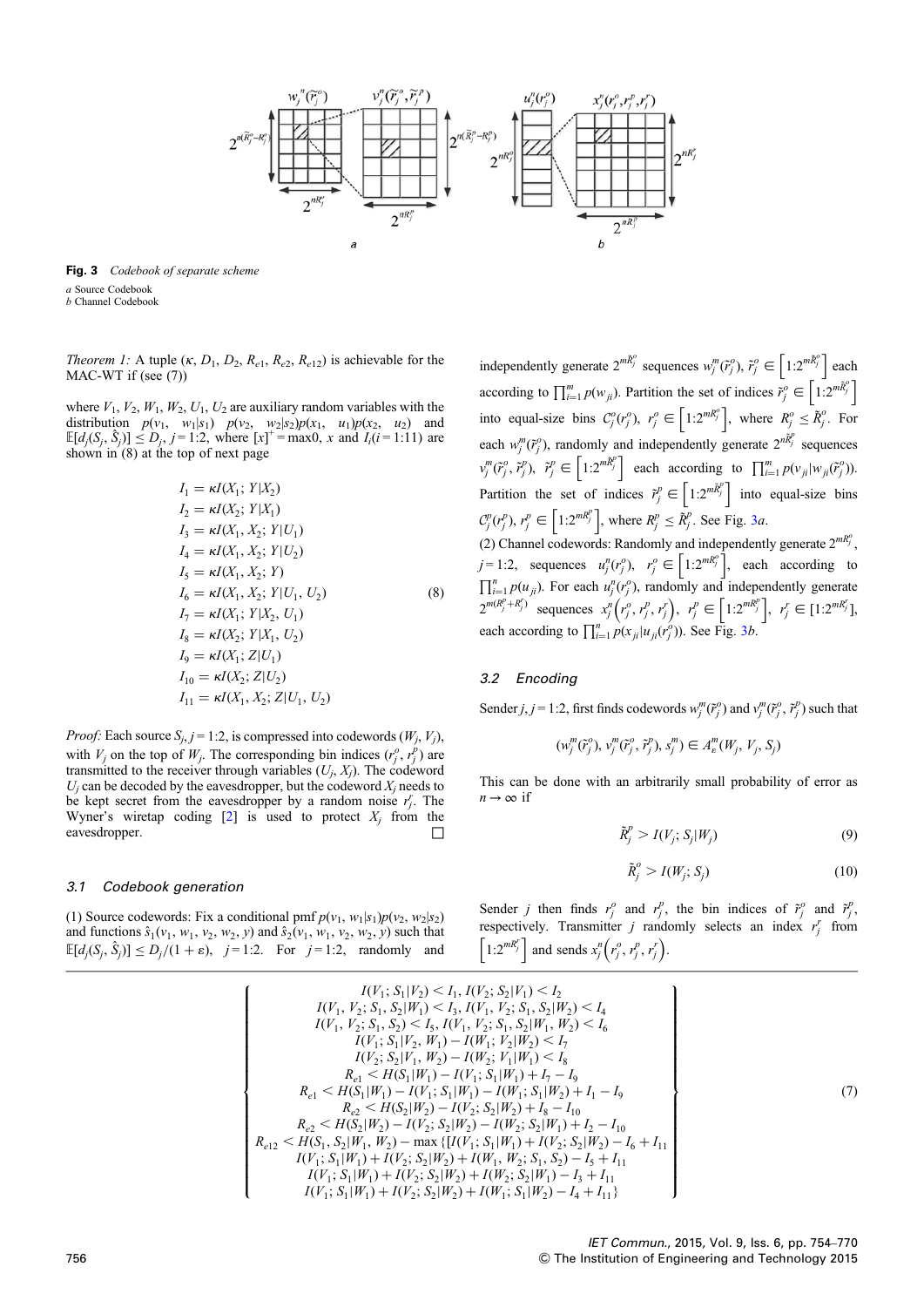**Fig. 3** *Codebook of separate scheme*
*a* Source Codebook
*b* Channel Codebook

*Theorem 1:* A tuple $(\kappa, D_1, D_2, R_{e1}, R_{e2}, R_{e12})$ is achievable for the MAC-WT if (see (7))

where $V_1, V_2, W_1, W_2, U_1, U_2$ are auxiliary random variables with the distribution $p(v_1, w_1|s_1)$ $p(v_2, w_2|s_2)p(x_1, u_1)p(x_2, u_2)$ and $\mathbb{E}[d_j(S_j, \hat{S}_j)] \le D_j$, $j = 1{:}2$, where $[x]^+ = \max 0, x$ and $I_i (i = 1{:}11)$ are shown in (8) at the top of next page

$$
\begin{aligned}
I_1 &= \kappa I(X_1; Y|X_2)\\
I_2 &= \kappa I(X_2; Y|X_1)\\
I_3 &= \kappa I(X_1, X_2; Y|U_1)\\
I_4 &= \kappa I(X_1, X_2; Y|U_2)\\
I_5 &= \kappa I(X_1, X_2; Y)\\
I_6 &= \kappa I(X_1, X_2; Y|U_1, U_2)\\
I_7 &= \kappa I(X_1; Y|X_2, U_1)\\
I_8 &= \kappa I(X_2; Y|X_1, U_2)\\
I_9 &= \kappa I(X_1; Z|U_1)\\
I_{10} &= \kappa I(X_2; Z|U_2)\\
I_{11} &= \kappa I(X_1, X_2; Z|U_1, U_2)
\end{aligned} \tag{8}
$$

*Proof:* Each source $S_j, j = 1{:}2$, is compressed into codewords $(W_j, V_j)$, with $V_j$ on the top of $W_j$. The corresponding bin indices $(r_j^o, r_j^p)$ are transmitted to the receiver through variables $(U_j, X_j)$. The codeword $U_j$ can be decoded by the eavesdropper, but the codeword $X_j$ needs to be kept secret from the eavesdropper by a random noise $r_j^r$. The Wyner's wiretap coding [2] is used to protect $X_j$ from the eavesdropper. □

### 3.1 Codebook generation

(1) Source codewords: Fix a conditional pmf $p(v_1, w_1|s_1)p(v_2, w_2|s_2)$ and functions $\hat{s}_1(v_1, w_1, v_2, w_2, y)$ and $\hat{s}_2(v_1, w_1, v_2, w_2, y)$ such that $\mathbb{E}[d_j(S_j, \hat{S}_j)] \le D_j/(1+\varepsilon)$, $j = 1{:}2$. For $j = 1{:}2$, randomly and independently generate $2^{m\tilde{R}_j^o}$ sequences $w_j^m(\tilde{r}_j^o)$, $\tilde{r}_j^o \in \left[1{:}2^{m\tilde{R}_j^o}\right]$ each according to $\prod_{i=1}^m p(w_{ji})$. Partition the set of indices $\tilde{r}_j^o \in \left[1{:}2^{m\tilde{R}_j^o}\right]$ into equal-size bins $\mathcal{C}_j^o(r_j^o)$, $r_j^o \in \left[1{:}2^{mR_j^o}\right]$, where $R_j^o \le \tilde{R}_j^o$. For each $w_j^m(\tilde{r}_j^o)$, randomly and independently generate $2^{m\tilde{R}_j^p}$ sequences $v_j^m(\tilde{r}_j^o, \tilde{r}_j^p)$, $\tilde{r}_j^p \in \left[1{:}2^{m\tilde{R}_j^p}\right]$ each according to $\prod_{i=1}^m p(v_{ji}|w_{ji}(\tilde{r}_j^o))$. Partition the set of indices $\tilde{r}_j^p \in \left[1{:}2^{m\tilde{R}_j^p}\right]$ into equal-size bins $\mathcal{C}_j^p(r_j^p)$, $r_j^p \in \left[1{:}2^{mR_j^p}\right]$, where $R_j^p \le \tilde{R}_j^p$. See Fig. 3*a*.

(2) Channel codewords: Randomly and independently generate $2^{mR_j^o}$, $j = 1{:}2$, sequences $u_j^n(r_j^o)$, $r_j^o \in \left[1{:}2^{mR_j^o}\right]$, each according to $\prod_{i=1}^n p(u_{ji})$. For each $u_j^n(r_j^o)$, randomly and independently generate $2^{m(R_j^p + R_j^r)}$ sequences $x_j^n\left(r_j^o, r_j^p, r_j^r\right)$, $r_j^p \in \left[1{:}2^{mR_j^p}\right]$, $r_j^r \in [1{:}2^{mR_j^r}]$, each according to $\prod_{i=1}^n p(x_{ji}|u_{ji}(r_j^o))$. See Fig. 3*b*.

### 3.2 Encoding

Sender $j$, $j = 1{:}2$, first finds codewords $w_j^m(\tilde{r}_j^o)$ and $v_j^m(\tilde{r}_j^o, \tilde{r}_j^p)$ such that

$$(w_j^m(\tilde{r}_j^o), v_j^m(\tilde{r}_j^o, \tilde{r}_j^p), s_j^m) \in A_\varepsilon^m(W_j, V_j, S_j)$$

This can be done with an arbitrarily small probability of error as $n \to \infty$ if

$$\tilde{R}_j^p > I(V_j; S_j|W_j) \tag{9}$$

$$\tilde{R}_j^o > I(W_j; S_j) \tag{10}$$

Sender $j$ then finds $r_j^o$ and $r_j^p$, the bin indices of $\tilde{r}_j^o$ and $\tilde{r}_j^p$, respectively. Transmitter $j$ randomly selects an index $r_j^r$ from $\left[1{:}2^{mR_j^r}\right]$ and sends $x_j^n\left(r_j^o, r_j^p, r_j^r\right)$.

$$
\left\{
\begin{array}{c}
I(V_1; S_1|V_2) < I_1,\ I(V_2; S_2|V_1) < I_2\\
I(V_1, V_2; S_1, S_2|W_1) < I_3,\ I(V_1, V_2; S_1, S_2|W_2) < I_4\\
I(V_1, V_2; S_1, S_2) < I_5,\ I(V_1, V_2; S_1, S_2|W_1, W_2) < I_6\\
I(V_1; S_1|V_2, W_1) - I(W_1; V_2|W_2) < I_7\\
I(V_2; S_2|V_1, W_2) - I(W_2; V_1|W_1) < I_8\\
R_{e1} < H(S_1|W_1) - I(V_1; S_1|W_1) + I_7 - I_9\\
R_{e1} < H(S_1|W_1) - I(V_1; S_1|W_1) - I(W_1; S_1|W_2) + I_1 - I_9\\
R_{e2} < H(S_2|W_2) - I(V_2; S_2|W_2) + I_8 - I_{10}\\
R_{e2} < H(S_2|W_2) - I(V_2; S_2|W_2) - I(W_2; S_2|W_1) + I_2 - I_{10}\\
R_{e12} < H(S_1, S_2|W_1, W_2) - \max\{[I(V_1; S_1|W_1) + I(V_2; S_2|W_2) - I_6 + I_{11}\\
I(V_1; S_1|W_1) + I(V_2; S_2|W_2) + I(W_1, W_2; S_1, S_2) - I_5 + I_{11}\\
I(V_1; S_1|W_1) + I(V_2; S_2|W_2) + I(W_2; S_2|W_1) - I_3 + I_{11}\\
I(V_1; S_1|W_1) + I(V_2; S_2|W_2) + I(W_1; S_1|W_2) - I_4 + I_{11}\}
\end{array}
\right\} \tag{7}
$$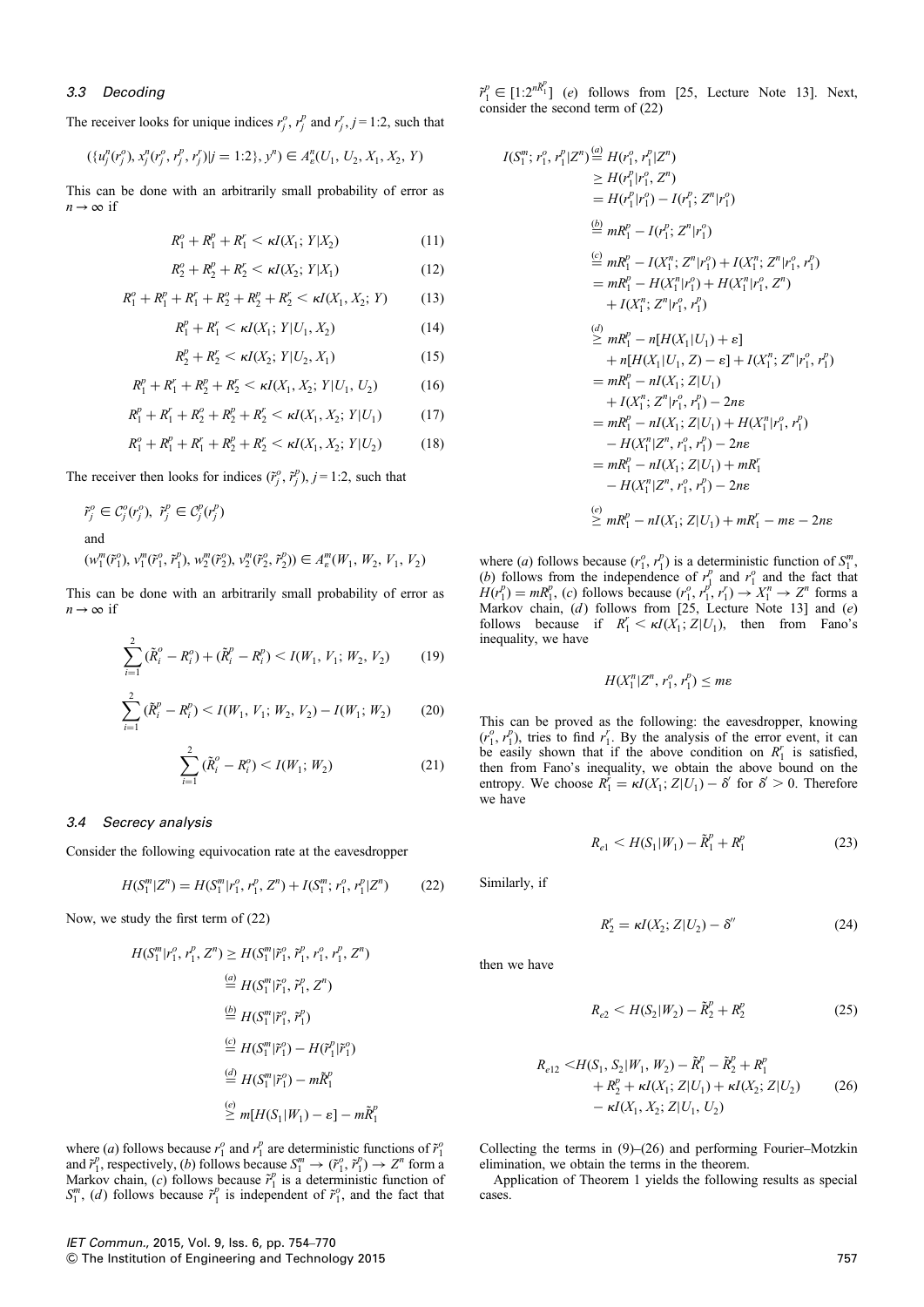### 3.3 Decoding

The receiver looks for unique indices $r_j^o$, $r_j^p$ and $r_j^r$, $j = 1{:}2$, such that

$$(\{u_j^n(r_j^o), x_j^n(r_j^o, r_j^p, r_j^r)|j = 1{:}2\}, y^n) \in A_\varepsilon^n(U_1, U_2, X_1, X_2, Y)$$

This can be done with an arbitrarily small probability of error as $n \to \infty$ if

$$R_1^o + R_1^p + R_1^r < \kappa I(X_1; Y|X_2) \tag{11}$$

$$R_2^o + R_2^p + R_2^r < \kappa I(X_2; Y|X_1) \tag{12}$$

$$R_1^o + R_1^p + R_1^r + R_2^o + R_2^p + R_2^r < \kappa I(X_1, X_2; Y) \tag{13}$$

$$R_1^p + R_1^r < \kappa I(X_1; Y|U_1, X_2) \tag{14}$$

$$R_2^p + R_2^r < \kappa I(X_2; Y|U_2, X_1) \tag{15}$$

$$R_1^p + R_1^r + R_2^p + R_2^r < \kappa I(X_1, X_2; Y|U_1, U_2) \tag{16}$$

$$R_1^p + R_1^r + R_2^o + R_2^p + R_2^r < \kappa I(X_1, X_2; Y|U_1) \tag{17}$$

$$R_1^o + R_1^p + R_1^r + R_2^p + R_2^r < \kappa I(X_1, X_2; Y|U_2) \tag{18}$$

The receiver then looks for indices $(\tilde{r}_j^o, \tilde{r}_j^p)$, $j = 1{:}2$, such that

$$\tilde{r}_j^o \in \mathcal{C}_j^o(r_j^o),\ \ \tilde{r}_j^p \in \mathcal{C}_j^p(r_j^p)$$

and

$$(w_1^m(\tilde{r}_1^o), v_1^m(\tilde{r}_1^o, \tilde{r}_1^p), w_2^m(\tilde{r}_2^o), v_2^m(\tilde{r}_2^o, \tilde{r}_2^p)) \in A_\varepsilon^m(W_1, W_2, V_1, V_2)$$

This can be done with an arbitrarily small probability of error as $n \to \infty$ if

$$\sum_{i=1}^{2} (\tilde{R}_i^o - R_i^o) + (\tilde{R}_i^p - R_i^p) < I(W_1, V_1; W_2, V_2) \tag{19}$$

$$\sum_{i=1}^{2} (\tilde{R}_i^p - R_i^p) < I(W_1, V_1; W_2, V_2) - I(W_1; W_2) \tag{20}$$

$$\sum_{i=1}^{2} (\tilde{R}_i^o - R_i^o) < I(W_1; W_2) \tag{21}$$

### 3.4 Secrecy analysis

Consider the following equivocation rate at the eavesdropper

$$H(S_1^m|Z^n) = H(S_1^m|r_1^o, r_1^p, Z^n) + I(S_1^m; r_1^o, r_1^p|Z^n) \tag{22}$$

Now, we study the first term of (22)

$$\begin{aligned}
H(S_1^m|r_1^o, r_1^p, Z^n) &\geq H(S_1^m|\tilde{r}_1^o, \tilde{r}_1^p, r_1^o, r_1^p, Z^n) \\
&\overset{(a)}{=} H(S_1^m|\tilde{r}_1^o, \tilde{r}_1^p, Z^n) \\
&\overset{(b)}{=} H(S_1^m|\tilde{r}_1^o, \tilde{r}_1^p) \\
&\overset{(c)}{=} H(S_1^m|\tilde{r}_1^o) - H(\tilde{r}_1^p|\tilde{r}_1^o) \\
&\overset{(d)}{=} H(S_1^m|\tilde{r}_1^o) - m\tilde{R}_1^p \\
&\overset{(e)}{\geq} m[H(S_1|W_1) - \varepsilon] - m\tilde{R}_1^p
\end{aligned}$$

where (*a*) follows because $r_1^o$ and $r_1^p$ are deterministic functions of $\tilde{r}_1^o$ and $\tilde{r}_1^p$, respectively, (*b*) follows because $S_1^m \to (\tilde{r}_1^o, \tilde{r}_1^p) \to Z^n$ form a Markov chain, (*c*) follows because $\tilde{r}_1^p$ is a deterministic function of $S_1^m$, (*d*) follows because $\tilde{r}_1^p$ is independent of $\tilde{r}_1^o$, and the fact that $\tilde{r}_1^p \in [1{:}2^{n\tilde{R}_1^p}]$ (*e*) follows from [25, Lecture Note 13]. Next, consider the second term of (22)

$$\begin{aligned}
I(S_1^m; r_1^o, r_1^p|Z^n) &\overset{(a)}{=} H(r_1^o, r_1^p|Z^n) \\
&\geq H(r_1^p|r_1^o, Z^n) \\
&= H(r_1^p|r_1^o) - I(r_1^p; Z^n|r_1^o) \\
&\overset{(b)}{=} mR_1^p - I(r_1^p; Z^n|r_1^o) \\
&\overset{(c)}{=} mR_1^p - I(X_1^n; Z^n|r_1^o) + I(X_1^n; Z^n|r_1^o, r_1^p) \\
&= mR_1^p - H(X_1^n|r_1^o) + H(X_1^n|r_1^o, Z^n) \\
&\quad + I(X_1^n; Z^n|r_1^o, r_1^p) \\
&\overset{(d)}{\geq} mR_1^p - n[H(X_1|U_1) + \varepsilon] \\
&\quad + n[H(X_1|U_1, Z) - \varepsilon] + I(X_1^n; Z^n|r_1^o, r_1^p) \\
&= mR_1^p - nI(X_1; Z|U_1) \\
&\quad + I(X_1^n; Z^n|r_1^o, r_1^p) - 2n\varepsilon \\
&= mR_1^p - nI(X_1; Z|U_1) + H(X_1^n|r_1^o, r_1^p) \\
&\quad - H(X_1^n|Z^n, r_1^o, r_1^p) - 2n\varepsilon \\
&= mR_1^p - nI(X_1; Z|U_1) + mR_1^r \\
&\quad - H(X_1^n|Z^n, r_1^o, r_1^p) - 2n\varepsilon \\
&\overset{(e)}{\geq} mR_1^p - nI(X_1; Z|U_1) + mR_1^r - m\varepsilon - 2n\varepsilon
\end{aligned}$$

where (*a*) follows because $(r_1^o, r_1^p)$ is a deterministic function of $S_1^m$, (*b*) follows from the independence of $r_1^p$ and $r_1^o$ and the fact that $H(r_1^p) = mR_1^p$, (*c*) follows because $(r_1^o, r_1^p, r_1^r) \to X_1^n \to Z^n$ forms a Markov chain, (*d*) follows from [25, Lecture Note 13] and (*e*) follows because if $R_1^r < \kappa I(X_1; Z|U_1)$, then from Fano's inequality, we have

$$H(X_1^n|Z^n, r_1^o, r_1^p) \leq m\varepsilon$$

This can be proved as the following: the eavesdropper, knowing $(r_1^o, r_1^p)$, tries to find $r_1^r$. By the analysis of the error event, it can be easily shown that if the above condition on $R_1^r$ is satisfied, then from Fano's inequality, we obtain the above bound on the entropy. We choose $R_1^r = \kappa I(X_1; Z|U_1) - \delta'$ for $\delta' > 0$. Therefore we have

$$R_{e1} < H(S_1|W_1) - \tilde{R}_1^p + R_1^p \tag{23}$$

Similarly, if

$$R_2^r = \kappa I(X_2; Z|U_2) - \delta'' \tag{24}$$

then we have

$$R_{e2} < H(S_2|W_2) - \tilde{R}_2^p + R_2^p \tag{25}$$

$$\begin{aligned}
R_{e12} < &H(S_1, S_2|W_1, W_2) - \tilde{R}_1^p - \tilde{R}_2^p + R_1^p \\
&+ R_2^p + \kappa I(X_1; Z|U_1) + \kappa I(X_2; Z|U_2) \\
&- \kappa I(X_1, X_2; Z|U_1, U_2)
\end{aligned} \tag{26}$$

Collecting the terms in (9)–(26) and performing Fourier–Motzkin elimination, we obtain the terms in the theorem.

Application of Theorem 1 yields the following results as special cases.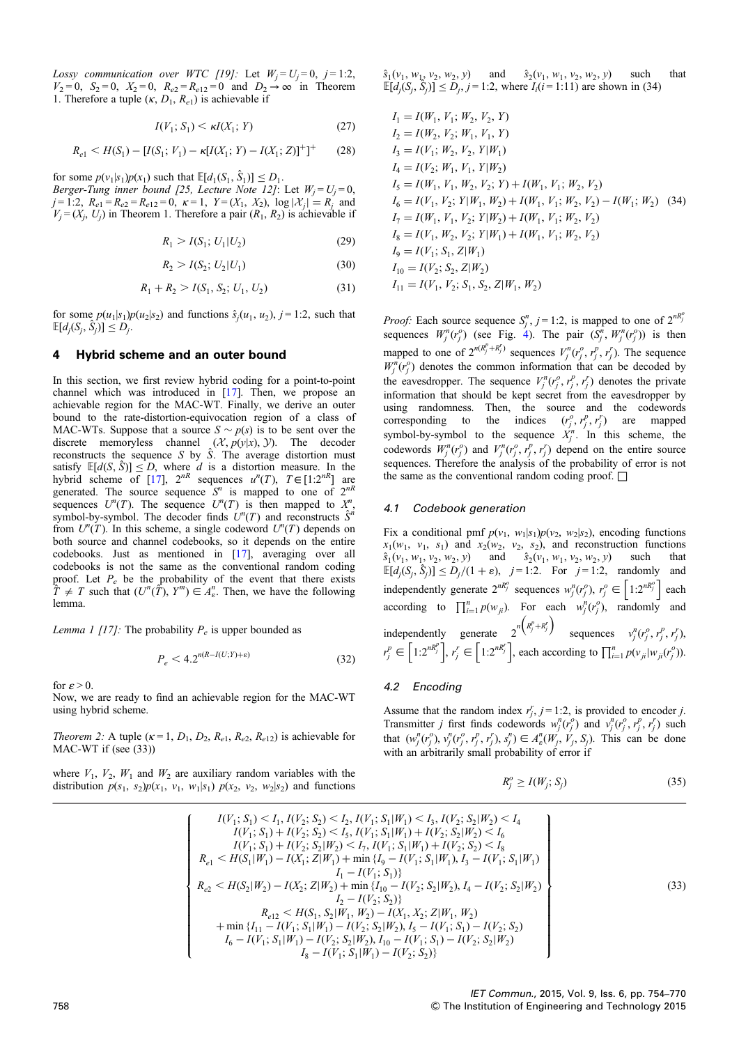*Lossy communication over WTC [19]:* Let $W_j = U_j = 0$, $j = 1{:}2$, $V_2 = 0$, $S_2 = 0$, $X_2 = 0$, $R_{e2} = R_{e12} = 0$ and $D_2 \to \infty$ in Theorem 1. Therefore a tuple $(\kappa, D_1, R_{e1})$ is achievable if

$$I(V_1; S_1) < \kappa I(X_1; Y) \tag{27}$$

$$R_{e1} < H(S_1) - [I(S_1; V_1) - \kappa[I(X_1; Y) - I(X_1; Z)]^+]^+ \tag{28}$$

for some $p(v_1|s_1)p(x_1)$ such that $\mathbb{E}[d_1(S_1, \hat{S}_1)] \le D_1$.

*Berger-Tung inner bound [25, Lecture Note 12]:* Let $W_j = U_j = 0$, $j = 1{:}2$, $R_{e1} = R_{e2} = R_{e12} = 0$, $\kappa = 1$, $Y = (X_1, X_2)$, $\log|\mathcal{X}_j| = R_j$ and $V_j = (X_j, U_j)$ in Theorem 1. Therefore a pair $(R_1, R_2)$ is achievable if

$$R_1 > I(S_1; U_1|U_2) \tag{29}$$

$$R_2 > I(S_2; U_2|U_1) \tag{30}$$

$$R_1 + R_2 > I(S_1, S_2; U_1, U_2) \tag{31}$$

for some $p(u_1|s_1)p(u_2|s_2)$ and functions $\hat{s}_j(u_1, u_2)$, $j = 1{:}2$, such that $\mathbb{E}[d_j(S_j, \hat{S}_j)] \le D_j$.

## 4 Hybrid scheme and an outer bound

In this section, we first review hybrid coding for a point-to-point channel which was introduced in [17]. Then, we propose an achievable region for the MAC-WT. Finally, we derive an outer bound to the rate-distortion-equivocation region of a class of MAC-WTs. Suppose that a source $S \sim p(s)$ is to be sent over the discrete memoryless channel $(\mathcal{X}, p(y|x), \mathcal{Y})$. The decoder reconstructs the sequence $S$ by $\hat{S}$. The average distortion must satisfy $\mathbb{E}[d(S, \hat{S})] \le D$, where $d$ is a distortion measure. In the hybrid scheme of [17], $2^{nR}$ sequences $u^n(T)$, $T \in [1{:}2^{nR}]$ are generated. The source sequence $S^n$ is mapped to one of $2^{nR}$ sequences $U^n(T)$. The sequence $U^n(T)$ is then mapped to $X^n$, symbol-by-symbol. The decoder finds $U^n(T)$ and reconstructs $\hat{S}^n$ from $U^n(T)$. In this scheme, a single codeword $U^n(T)$ depends on both source and channel codebooks, so it depends on the entire codebooks. Just as mentioned in [17], averaging over all codebooks is not the same as the conventional random coding proof. Let $P_e$ be the probability of the event that there exists $\tilde{T} \neq T$ such that $(U^n(\tilde{T}), Y^m) \in A_\varepsilon^n$. Then, we have the following lemma.

*Lemma 1 [17]:* The probability $P_e$ is upper bounded as

$$P_e < 4.2^{n(R - I(U;Y) + \varepsilon)} \tag{32}$$

for $\varepsilon > 0$.

Now, we are ready to find an achievable region for the MAC-WT using hybrid scheme.

*Theorem 2:* A tuple $(\kappa = 1, D_1, D_2, R_{e1}, R_{e2}, R_{e12})$ is achievable for MAC-WT if (see (33))

where $V_1$, $V_2$, $W_1$ and $W_2$ are auxiliary random variables with the distribution $p(s_1, s_2)p(x_1, v_1, w_1|s_1)\,p(x_2, v_2, w_2|s_2)$ and functions $\hat{s}_1(v_1, w_1, v_2, w_2, y)$ and $\hat{s}_2(v_1, w_1, v_2, w_2, y)$ such that $\mathbb{E}[d_j(S_j, \hat{S}_j)] \le D_j$, $j = 1{:}2$, where $I_i (i = 1{:}11)$ are shown in (34)

$$
\begin{aligned}
I_1 &= I(W_1, V_1; W_2, V_2, Y)\\
I_2 &= I(W_2, V_2; W_1, V_1, Y)\\
I_3 &= I(V_1; W_2, V_2, Y|W_1)\\
I_4 &= I(V_2; W_1, V_1, Y|W_2)\\
I_5 &= I(W_1, V_1, W_2, V_2; Y) + I(W_1, V_1; W_2, V_2)\\
I_6 &= I(V_1, V_2; Y|W_1, W_2) + I(W_1, V_1; W_2, V_2) - I(W_1; W_2)\\
I_7 &= I(W_1, V_1, V_2; Y|W_2) + I(W_1, V_1; W_2, V_2)\\
I_8 &= I(V_1, W_2, V_2; Y|W_1) + I(W_1, V_1; W_2, V_2)\\
I_9 &= I(V_1; S_1, Z|W_1)\\
I_{10} &= I(V_2; S_2, Z|W_2)\\
I_{11} &= I(V_1, V_2; S_1, S_2, Z|W_1, W_2)
\end{aligned} \tag{34}
$$

*Proof:* Each source sequence $S_j^n$, $j = 1{:}2$, is mapped to one of $2^{nR_j^o}$ sequences $W_j^n(r_j^o)$ (see Fig. 4). The pair $(S_j^n, W_j^n(r_j^o))$ is then mapped to one of $2^{n(R_j^p + R_j^r)}$ sequences $V_j^n(r_j^o, r_j^p, r_j^r)$. The sequence $W_j^n(r_j^o)$ denotes the common information that can be decoded by the eavesdropper. The sequence $V_j^n(r_j^o, r_j^p, r_j^r)$ denotes the private information that should be kept secret from the eavesdropper by using randomness. Then, the source and the codewords corresponding to the indices $(r_j^o, r_j^p, r_j^r)$ are mapped symbol-by-symbol to the sequence $X_j^n$. In this scheme, the codewords $W_j^n(r_j^o)$ and $V_j^n(r_j^o, r_j^p, r_j^r)$ depend on the entire source sequences. Therefore the analysis of the probability of error is not the same as the conventional random coding proof. □

### 4.1 Codebook generation

Fix a conditional pmf $p(v_1, w_1|s_1)p(v_2, w_2|s_2)$, encoding functions $x_1(w_1, v_1, s_1)$ and $x_2(w_2, v_2, s_2)$, and reconstruction functions $\hat{s}_1(v_1, w_1, v_2, w_2, y)$ and $\hat{s}_2(v_1, w_1, v_2, w_2, y)$ such that $\mathbb{E}[d_j(S_j, \hat{S}_j)] \le D_j/(1+\varepsilon)$, $j = 1{:}2$. For $j = 1{:}2$, randomly and independently generate $2^{nR_j^o}$ sequences $w_j^n(r_j^o)$, $r_j^o \in \left[1{:}2^{nR_j^o}\right]$ each according to $\prod_{i=1}^n p(w_{ji})$. For each $w_j^n(r_j^o)$, randomly and independently generate $2^{n\left(R_j^p + R_j^r\right)}$ sequences $v_j^n(r_j^o, r_j^p, r_j^r)$, $r_j^p \in \left[1{:}2^{nR_j^p}\right]$, $r_j^r \in \left[1{:}2^{nR_j^r}\right]$, each according to $\prod_{i=1}^n p(v_{ji}|w_{ji}(r_j^o))$.

### 4.2 Encoding

Assume that the random index $r_j^r$, $j = 1{:}2$, is provided to encoder $j$. Transmitter $j$ first finds codewords $w_j^n(r_j^o)$ and $v_j^n(r_j^o, r_j^p, r_j^r)$ such that $(w_j^n(r_j^o), v_j^n(r_j^o, r_j^p, r_j^r), s_j^n) \in A_\varepsilon^n(W_j, V_j, S_j)$. This can be done with an arbitrarily small probability of error if

$$R_j^o \ge I(W_j; S_j) \tag{35}$$

$$
\left\{
\begin{array}{c}
I(V_1; S_1) < I_1,\ I(V_2; S_2) < I_2,\ I(V_1; S_1|W_1) < I_3,\ I(V_2; S_2|W_2) < I_4\\
I(V_1; S_1) + I(V_2; S_2) < I_5,\ I(V_1; S_1|W_1) + I(V_2; S_2|W_2) < I_6\\
I(V_1; S_1) + I(V_2; S_2|W_2) < I_7,\ I(V_1; S_1|W_1) + I(V_2; S_2) < I_8\\
R_{e1} < H(S_1|W_1) - I(X_1; Z|W_1) + \min\{I_9 - I(V_1; S_1|W_1), I_3 - I(V_1; S_1|W_1)\\
I_1 - I(V_1; S_1)\}\\
R_{e2} < H(S_2|W_2) - I(X_2; Z|W_2) + \min\{I_{10} - I(V_2; S_2|W_2), I_4 - I(V_2; S_2|W_2)\\
I_2 - I(V_2; S_2)\}\\
R_{e12} < H(S_1, S_2|W_1, W_2) - I(X_1, X_2; Z|W_1, W_2)\\
+ \min\{I_{11} - I(V_1; S_1|W_1) - I(V_2; S_2|W_2), I_5 - I(V_1; S_1) - I(V_2; S_2)\\
I_6 - I(V_1; S_1|W_1) - I(V_2; S_2|W_2), I_{10} - I(V_1; S_1) - I(V_2; S_2|W_2)\\
I_8 - I(V_1; S_1|W_1) - I(V_2; S_2)\}
\end{array}
\right\} \tag{33}
$$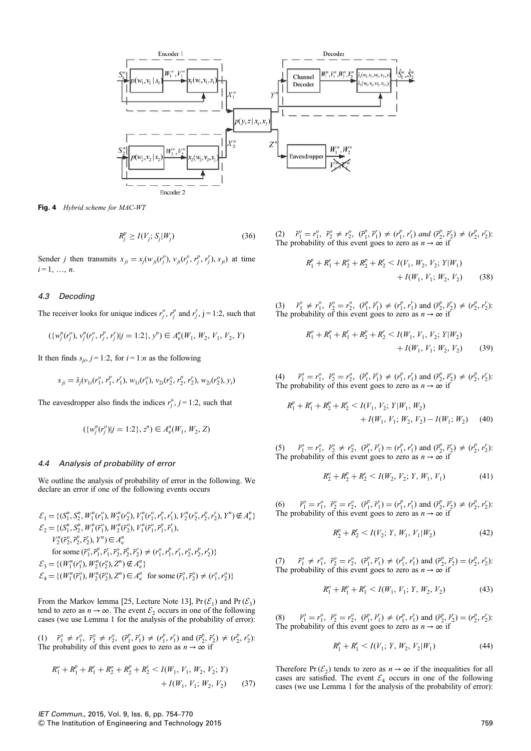Fig. 4 *Hybrid scheme for MAC-WT*

$$R_j^p \geq I(V_j; S_j|W_j) \tag{36}$$

Sender $j$ then transmits $x_{ji} = x_j(w_{ji}(r_j^o), v_{ji}(r_j^o, r_j^p, r_j^r), s_{ji})$ at time $i = 1, \ldots, n$.

### 4.3 Decoding

The receiver looks for unique indices $r_j^o$, $r_j^p$ and $r_j^r$, j = 1:2, such that

$$(\{w_j^n(r_j^o), v_j^n(r_j^o, r_j^p, r_j^r)|j = 1:2\}, y^n) \in A_\varepsilon^n(W_1, W_2, V_1, V_2, Y)$$

It then finds $s_{ji}$, $j = 1:2$, for $i = 1:n$ as the following

$$s_{ji} = \hat{s}_j(v_{1i}(r_1^o, r_1^p, r_1^r), w_{1i}(r_1^o), v_{2i}(r_2^o, r_2^p, r_2^r), w_{2i}(r_2^o), y_i)$$

The eavesdropper also finds the indices $r_j^o$, $j = 1:2$, such that

$$(\{w_j^n(r_j^o)|j = 1:2\}, z^n) \in A_\varepsilon^n(W_1, W_2, Z)$$

### 4.4 Analysis of probability of error

We outline the analysis of probability of error in the following. We declare an error if one of the following events occurs

$$\begin{aligned}
\mathcal{E}_1 &= \{(S_1^n, S_2^n, W_1^n(r_1^o), W_2^n(r_2^o), V_1^n(r_1^o, r_1^p, r_1^r), V_2^n(r_2^o, r_2^p, r_2^r), Y^n) \notin A_\varepsilon^n\} \\
\mathcal{E}_2 &= \{(S_1^n, S_2^n, W_1^n(\tilde{r}_1^o), W_2^n(\tilde{r}_2^o), V_1^n(\tilde{r}_1^o, \tilde{r}_1^p, \tilde{r}_1^r), \\
&\quad V_2^n(\tilde{r}_2^o, \tilde{r}_2^p, \tilde{r}_2^r), Y^n) \in A_\varepsilon^n \\
&\quad \text{for some } (\tilde{r}_1^o, \tilde{r}_1^p, \tilde{r}_1^r, \tilde{r}_2^o, \tilde{r}_2^p, \tilde{r}_2^r) \neq (r_1^o, r_1^p, r_1^r, r_2^o, r_2^p, r_2^r)\} \\
\mathcal{E}_3 &= \{(W_1^n(r_1^o), W_2^n(r_2^o), Z^n) \notin A_\varepsilon^n\} \\
\mathcal{E}_4 &= \{(W_1^n(\tilde{r}_1^o), W_2^n(\tilde{r}_2^o), Z^n) \in A_\varepsilon^n \text{ for some } (\tilde{r}_1^o, \tilde{r}_2^o) \neq (r_1^o, r_2^o)\}
\end{aligned}$$

From the Markov lemma [25, Lecture Note 13], $\Pr(\mathcal{E}_1)$ and $\Pr(\mathcal{E}_3)$ tend to zero as $n \to \infty$. The event $\mathcal{E}_2$ occurs in one of the following cases (we use Lemma 1 for the analysis of the probability of error):

(1) $\tilde{r}_1^o \neq r_1^o$, $\tilde{r}_2^o \neq r_2^o$, $(\tilde{r}_1^p, \tilde{r}_1^r) \neq (r_1^p, r_1^r)$ and $(\tilde{r}_2^p, \tilde{r}_2^r) \neq (r_2^p, r_2^r)$: The probability of this event goes to zero as $n \to \infty$ if

$$R_1^o + R_1^p + R_1^r + R_2^o + R_2^p + R_2^r < I(W_1, V_1, W_2, V_2; Y) + I(W_1, V_1; W_2, V_2) \tag{37}$$

(2) $\tilde{r}_1^o = r_1^o$, $\tilde{r}_2^o \neq r_2^o$, $(\tilde{r}_1^p, \tilde{r}_1^r) \neq (r_1^p, r_1^r)$ *and* $(\tilde{r}_2^p, \tilde{r}_2^r) \neq (r_2^p, r_2^r)$: The probability of this event goes to zero as $n \to \infty$ if

$$R_1^p + R_1^r + R_2^o + R_2^p + R_2^r < I(V_1, W_2, V_2; Y|W_1) + I(W_1, V_1; W_2, V_2) \tag{38}$$

(3) $\tilde{r}_1^o \neq r_1^o$, $\tilde{r}_2^o = r_2^o$, $(\tilde{r}_1^p, \tilde{r}_1^r) \neq (r_1^p, r_1^r)$ and $(\tilde{r}_2^p, \tilde{r}_2^r) \neq (r_2^p, r_2^r)$: The probability of this event goes to zero as $n \to \infty$ if

$$R_1^o + R_1^p + R_1^r + R_2^p + R_2^r < I(W_1, V_1, V_2; Y|W_2) + I(W_1, V_1; W_2, V_2) \tag{39}$$

(4) $\tilde{r}_1^o = r_1^o$, $\tilde{r}_2^o = r_2^o$, $(\tilde{r}_1^p, \tilde{r}_1^r) \neq (r_1^p, r_1^r)$ and $(\tilde{r}_2^p, \tilde{r}_2^r) \neq (r_2^p, r_2^r)$: The probability of this event goes to zero as $n \to \infty$ if

$$R_1^p + R_1^r + R_2^p + R_2^r < I(V_1, V_2; Y|W_1, W_2) + I(W_1, V_1; W_2, V_2) - I(W_1; W_2) \tag{40}$$

(5) $\tilde{r}_1^o = r_1^o$, $\tilde{r}_2^o \neq r_2^o$, $(\tilde{r}_1^p, \tilde{r}_1^r) = (r_1^p, r_1^r)$ and $(\tilde{r}_2^p, \tilde{r}_2^r) \neq (r_2^p, r_2^r)$: The probability of this event goes to zero as $n \to \infty$ if

$$R_2^o + R_2^p + R_2^r < I(W_2, V_2; Y, W_1, V_1) \tag{41}$$

(6) $\tilde{r}_1^o = r_1^o$, $\tilde{r}_2^o = r_2^o$, $(\tilde{r}_1^p, \tilde{r}_1^r) = (r_1^p, r_1^r)$ and $(\tilde{r}_2^p, \tilde{r}_2^r) \neq (r_2^p, r_2^r)$: The probability of this event goes to zero as $n \to \infty$ if

$$R_2^p + R_2^r < I(V_2; Y, W_1, V_1|W_2) \tag{42}$$

(7) $\tilde{r}_1^o \neq r_1^o$, $\tilde{r}_2^o = r_2^o$, $(\tilde{r}_1^p, \tilde{r}_1^r) \neq (r_1^p, r_1^r)$ and $(\tilde{r}_2^p, \tilde{r}_2^r) = (r_2^p, r_2^r)$: The probability of this event goes to zero as $n \to \infty$ if

$$R_1^o + R_1^p + R_1^r < I(W_1, V_1; Y, W_2, V_2) \tag{43}$$

(8) $\tilde{r}_1^o = r_1^o$, $\tilde{r}_2^o = r_2^o$, $(\tilde{r}_1^p, \tilde{r}_1^r) \neq (r_1^p, r_1^r)$ and $(\tilde{r}_2^p, \tilde{r}_2^r) = (r_2^p, r_2^r)$: The probability of this event goes to zero as $n \to \infty$ if

$$R_1^p + R_1^r < I(V_1; Y, W_2, V_2|W_1) \tag{44}$$

Therefore $\Pr(\mathcal{E}_2)$ tends to zero as $n \to \infty$ if the inequalities for all cases are satisfied. The event $\mathcal{E}_4$ occurs in one of the following cases (we use Lemma 1 for the analysis of the probability of error):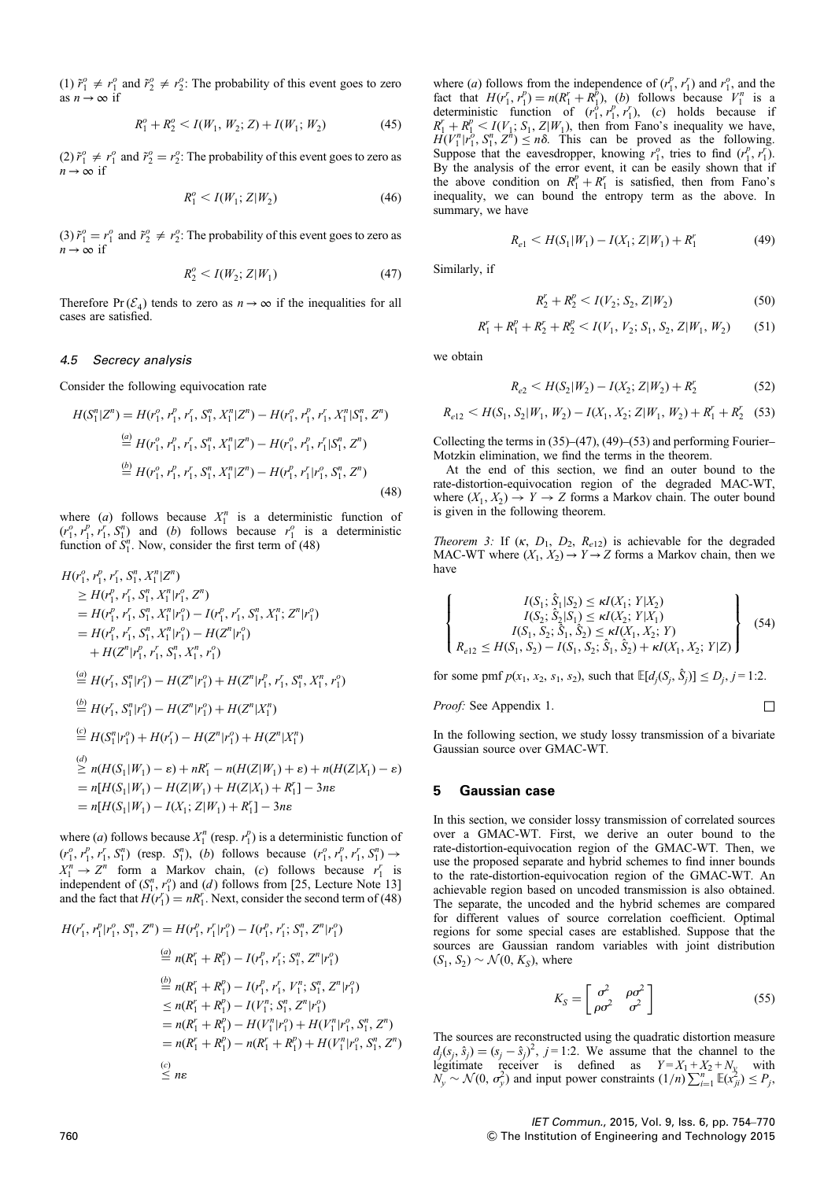(1) $\tilde{r}_1^o \neq r_1^o$ and $\tilde{r}_2^o \neq r_2^o$: The probability of this event goes to zero as $n \to \infty$ if

$$R_1^o + R_2^o < I(W_1, W_2; Z) + I(W_1; W_2) \tag{45}$$

(2) $\tilde{r}_1^o \neq r_1^o$ and $\tilde{r}_2^o = r_2^o$: The probability of this event goes to zero as $n \to \infty$ if

$$R_1^o < I(W_1; Z|W_2) \tag{46}$$

(3) $\tilde{r}_1^o = r_1^o$ and $\tilde{r}_2^o \neq r_2^o$: The probability of this event goes to zero as $n \to \infty$ if

$$R_2^o < I(W_2; Z|W_1) \tag{47}$$

Therefore $\Pr(\mathcal{E}_4)$ tends to zero as $n \to \infty$ if the inequalities for all cases are satisfied.

### 4.5 Secrecy analysis

Consider the following equivocation rate

$$\begin{aligned}
H(S_1^n|Z^n) &= H(r_1^o, r_1^p, r_1^r, S_1^n, X_1^n|Z^n) - H(r_1^o, r_1^p, r_1^r, X_1^n|S_1^n, Z^n) \\
&\overset{(a)}{=} H(r_1^o, r_1^p, r_1^r, S_1^n, X_1^n|Z^n) - H(r_1^o, r_1^p, r_1^r|S_1^n, Z^n) \\
&\overset{(b)}{=} H(r_1^o, r_1^p, r_1^r, S_1^n, X_1^n|Z^n) - H(r_1^p, r_1^r|r_1^o, S_1^n, Z^n)
\end{aligned} \tag{48}$$

where (*a*) follows because $X_1^n$ is a deterministic function of $(r_1^o, r_1^p, r_1^r, S_1^n)$ and (*b*) follows because $r_1^o$ is a deterministic function of $S_1^n$. Now, consider the first term of (48)

$$\begin{aligned}
&H(r_1^o, r_1^p, r_1^r, S_1^n, X_1^n|Z^n) \\
&\geq H(r_1^p, r_1^r, S_1^n, X_1^n|r_1^o, Z^n) \\
&= H(r_1^p, r_1^r, S_1^n, X_1^n|r_1^o) - I(r_1^p, r_1^r, S_1^n, X_1^n; Z^n|r_1^o) \\
&= H(r_1^p, r_1^r, S_1^n, X_1^n|r_1^o) - H(Z^n|r_1^o) \\
&\quad + H(Z^n|r_1^p, r_1^r, S_1^n, X_1^n, r_1^o) \\
&\overset{(a)}{=} H(r_1^r, S_1^n|r_1^o) - H(Z^n|r_1^o) + H(Z^n|r_1^p, r_1^r, S_1^n, X_1^n, r_1^o) \\
&\overset{(b)}{=} H(r_1^r, S_1^n|r_1^o) - H(Z^n|r_1^o) + H(Z^n|X_1^n) \\
&\overset{(c)}{=} H(S_1^n|r_1^o) + H(r_1^r) - H(Z^n|r_1^o) + H(Z^n|X_1^n) \\
&\overset{(d)}{\geq} n(H(S_1|W_1) - \varepsilon) + nR_1^r - n(H(Z|W_1) + \varepsilon) + n(H(Z|X_1) - \varepsilon) \\
&= n[H(S_1|W_1) - H(Z|W_1) + H(Z|X_1) + R_1^r] - 3n\varepsilon \\
&= n[H(S_1|W_1) - I(X_1; Z|W_1) + R_1^r] - 3n\varepsilon
\end{aligned}$$

where (*a*) follows because $X_1^n$ (resp. $r_1^p$) is a deterministic function of $(r_1^o, r_1^p, r_1^r, S_1^n)$ (resp. $S_1^n$), (*b*) follows because $(r_1^o, r_1^p, r_1^r, S_1^n) \to X_1^n \to Z^n$ form a Markov chain, (*c*) follows because $r_1^r$ is independent of $(S_1^n, r_1^o)$ and (*d*) follows from [25, Lecture Note 13] and the fact that $H(r_1^r) = nR_1^r$. Next, consider the second term of (48)

$$\begin{aligned}
H(r_1^r, r_1^p|r_1^o, S_1^n, Z^n) &= H(r_1^p, r_1^r|r_1^o) - I(r_1^p, r_1^r; S_1^n, Z^n|r_1^o) \\
&\overset{(a)}{=} n(R_1^r + R_1^p) - I(r_1^p, r_1^r; S_1^n, Z^n|r_1^o) \\
&\overset{(b)}{=} n(R_1^r + R_1^p) - I(r_1^p, r_1^r, V_1^n; S_1^n, Z^n|r_1^o) \\
&\leq n(R_1^r + R_1^p) - I(V_1^n; S_1^n, Z^n|r_1^o) \\
&= n(R_1^r + R_1^p) - H(V_1^n|r_1^o) + H(V_1^n|r_1^o, S_1^n, Z^n) \\
&= n(R_1^r + R_1^p) - n(R_1^r + R_1^p) + H(V_1^n|r_1^o, S_1^n, Z^n) \\
&\overset{(c)}{\leq} n\varepsilon
\end{aligned}$$

where (*a*) follows from the independence of $(r_1^p, r_1^r)$ and $r_1^o$, and the fact that $H(r_1^r, r_1^p) = n(R_1^r + R_1^p)$, (*b*) follows because $V_1^n$ is a deterministic function of $(r_1^o, r_1^p, r_1^r)$, (*c*) holds because if $R_1^r + R_1^p < I(V_1; S_1, Z|W_1)$, then from Fano's inequality we have, $H(V_1^n|r_1^o, S_1^n, Z^n) \leq n\delta$. This can be proved as the following. Suppose that the eavesdropper, knowing $r_1^o$, tries to find $(r_1^p, r_1^r)$. By the analysis of the error event, it can be easily shown that if the above condition on $R_1^p + R_1^r$ is satisfied, then from Fano's inequality, we can bound the entropy term as the above. In summary, we have

$$R_{e1} < H(S_1|W_1) - I(X_1; Z|W_1) + R_1^r \tag{49}$$

Similarly, if

$$R_2^r + R_2^p < I(V_2; S_2, Z|W_2) \tag{50}$$

$$R_1^r + R_1^p + R_2^r + R_2^p < I(V_1, V_2; S_1, S_2, Z|W_1, W_2) \tag{51}$$

we obtain

$$R_{e2} < H(S_2|W_2) - I(X_2; Z|W_2) + R_2^r \tag{52}$$

$$R_{e12} < H(S_1, S_2|W_1, W_2) - I(X_1, X_2; Z|W_1, W_2) + R_1^r + R_2^r \tag{53}$$

Collecting the terms in (35)–(47), (49)–(53) and performing Fourier–Motzkin elimination, we find the terms in the theorem.

At the end of this section, we find an outer bound to the rate-distortion-equivocation region of the degraded MAC-WT, where $(X_1, X_2) \to Y \to Z$ forms a Markov chain. The outer bound is given in the following theorem.

*Theorem 3:* If $(\kappa, D_1, D_2, R_{e12})$ is achievable for the degraded MAC-WT where $(X_1, X_2) \to Y \to Z$ forms a Markov chain, then we have

$$\left\{ \begin{array}{c}
I(S_1; \hat{S}_1|S_2) \leq \kappa I(X_1; Y|X_2) \\
I(S_2; \hat{S}_2|S_1) \leq \kappa I(X_2; Y|X_1) \\
I(S_1, S_2; \hat{S}_1, \hat{S}_2) \leq \kappa I(X_1, X_2; Y) \\
R_{e12} \leq H(S_1, S_2) - I(S_1, S_2; \hat{S}_1, \hat{S}_2) + \kappa I(X_1, X_2; Y|Z)
\end{array} \right\} \tag{54}$$

for some pmf $p(x_1, x_2, s_1, s_2)$, such that $\mathbb{E}[d_j(S_j, \hat{S}_j)] \leq D_j$, $j = 1{:}2$.

*Proof:* See Appendix 1. □

In the following section, we study lossy transmission of a bivariate Gaussian source over GMAC-WT.

## 5 Gaussian case

In this section, we consider lossy transmission of correlated sources over a GMAC-WT. First, we derive an outer bound to the rate-distortion-equivocation region of the GMAC-WT. Then, we use the proposed separate and hybrid schemes to find inner bounds to the rate-distortion-equivocation region of the GMAC-WT. An achievable region based on uncoded transmission is also obtained. The separate, the uncoded and the hybrid schemes are compared for different values of source correlation coefficient. Optimal regions for some special cases are established. Suppose that the sources are Gaussian random variables with joint distribution $(S_1, S_2) \sim \mathcal{N}(0, K_S)$, where

$$K_S = \begin{bmatrix} \sigma^2 & \rho\sigma^2 \\ \rho\sigma^2 & \sigma^2 \end{bmatrix} \tag{55}$$

The sources are reconstructed using the quadratic distortion measure $d_j(s_j, \hat{s}_j) = (s_j - \hat{s}_j)^2$, $j = 1{:}2$. We assume that the channel to the legitimate receiver is defined as $Y = X_1 + X_2 + N_y$ with $N_y \sim \mathcal{N}(0, \sigma_y^2)$ and input power constraints $(1/n)\sum_{i=1}^n \mathbb{E}(x_{ji}^2) \leq P_j$,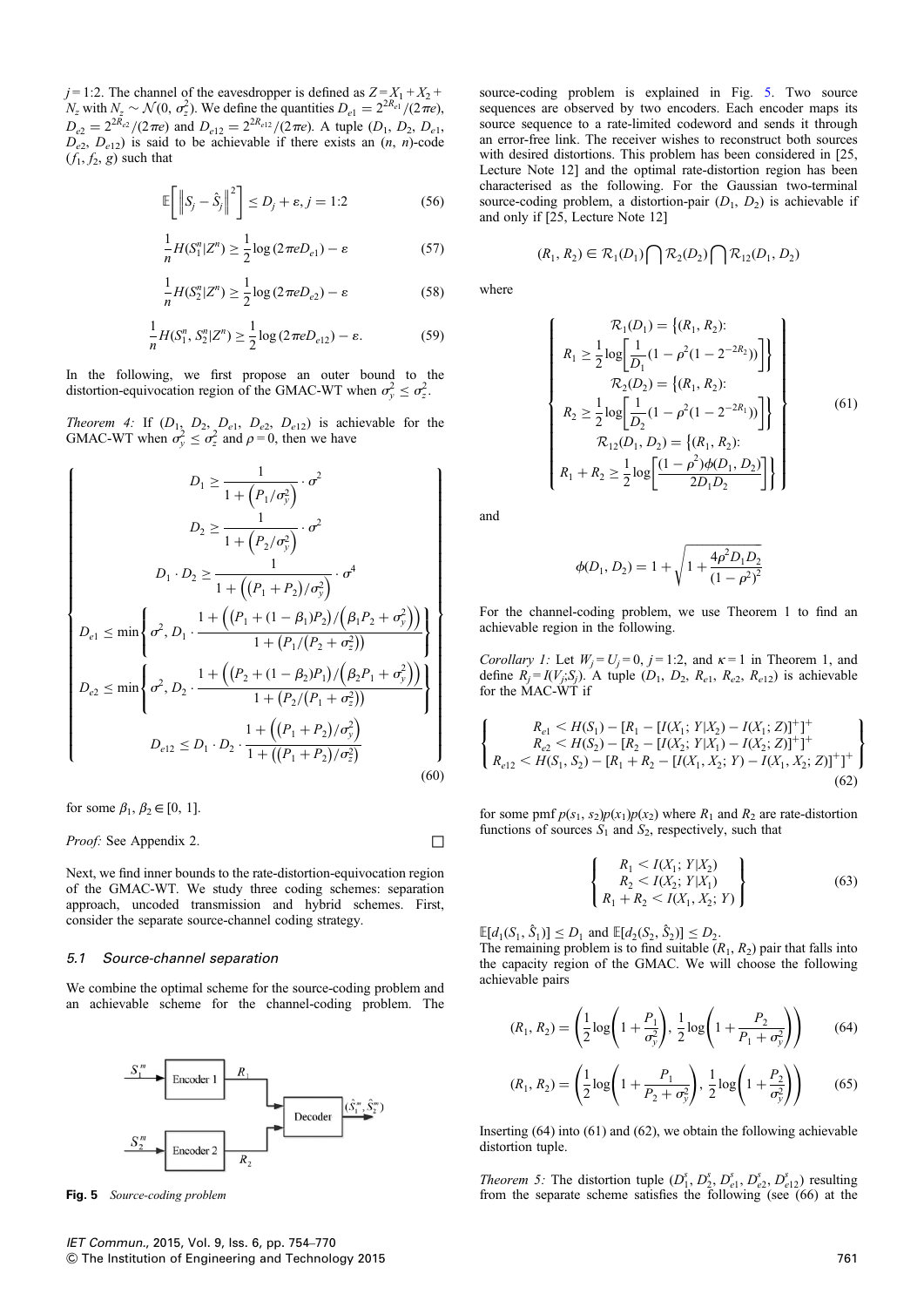$j = 1{:}2$. The channel of the eavesdropper is defined as $Z = X_1 + X_2 + N_z$ with $N_z \sim \mathcal{N}(0, \sigma_z^2)$. We define the quantities $D_{e1} = 2^{2R_{e1}}/(2\pi e)$, $D_{e2} = 2^{2R_{e2}}/(2\pi e)$ and $D_{e12} = 2^{2R_{e12}}/(2\pi e)$. A tuple $(D_1, D_2, D_{e1}, D_{e2}, D_{e12})$ is said to be achievable if there exists an $(n, n)$-code $(f_1, f_2, g)$ such that

$$\mathbb{E}\left[\left\|S_j - \hat{S}_j\right\|^2\right] \le D_j + \varepsilon, j = 1{:}2 \tag{56}$$

$$\frac{1}{n}H(S_1^n|Z^n) \ge \frac{1}{2}\log(2\pi e D_{e1}) - \varepsilon \tag{57}$$

$$\frac{1}{n}H(S_2^n|Z^n) \ge \frac{1}{2}\log(2\pi e D_{e2}) - \varepsilon \tag{58}$$

$$\frac{1}{n}H(S_1^n, S_2^n|Z^n) \ge \frac{1}{2}\log(2\pi e D_{e12}) - \varepsilon. \tag{59}$$

In the following, we first propose an outer bound to the distortion-equivocation region of the GMAC-WT when $\sigma_y^2 \le \sigma_z^2$.

*Theorem 4:* If $(D_1, D_2, D_{e1}, D_{e2}, D_{e12})$ is achievable for the GMAC-WT when $\sigma_y^2 \le \sigma_z^2$ and $\rho = 0$, then we have

$$\left\{\begin{array}{c} D_1 \ge \dfrac{1}{1 + \left(P_1/\sigma_y^2\right)} \cdot \sigma^2 \\ D_2 \ge \dfrac{1}{1 + \left(P_2/\sigma_y^2\right)} \cdot \sigma^2 \\ D_1 \cdot D_2 \ge \dfrac{1}{1 + \left(\left(P_1 + P_2\right)/\sigma_y^2\right)} \cdot \sigma^4 \\ D_{e1} \le \min\left\{\sigma^2, D_1 \cdot \dfrac{1 + \left(\left(P_1 + (1-\beta_1)P_2\right)/\left(\beta_1 P_2 + \sigma_y^2\right)\right)}{1 + \left(P_1/\left(P_2 + \sigma_z^2\right)\right)}\right\} \\ D_{e2} \le \min\left\{\sigma^2, D_2 \cdot \dfrac{1 + \left(\left(P_2 + (1-\beta_2)P_1\right)/\left(\beta_2 P_1 + \sigma_y^2\right)\right)}{1 + \left(P_2/\left(P_1 + \sigma_z^2\right)\right)}\right\} \\ D_{e12} \le D_1 \cdot D_2 \cdot \dfrac{1 + \left(\left(P_1 + P_2\right)/\sigma_y^2\right)}{1 + \left(\left(P_1 + P_2\right)/\sigma_z^2\right)} \end{array}\right\} \tag{60}$$

for some $\beta_1, \beta_2 \in [0, 1]$.

*Proof:* See Appendix 2. □

Next, we find inner bounds to the rate-distortion-equivocation region of the GMAC-WT. We study three coding schemes: separation approach, uncoded transmission and hybrid schemes. First, consider the separate source-channel coding strategy.

### 5.1 Source-channel separation

We combine the optimal scheme for the source-coding problem and an achievable scheme for the channel-coding problem. The source-coding problem is explained in Fig. 5. Two source sequences are observed by two encoders. Each encoder maps its source sequence to a rate-limited codeword and sends it through an error-free link. The receiver wishes to reconstruct both sources with desired distortions. This problem has been considered in [25, Lecture Note 12] and the optimal rate-distortion region has been characterised as the following. For the Gaussian two-terminal source-coding problem, a distortion-pair $(D_1, D_2)$ is achievable if and only if [25, Lecture Note 12]

**Fig. 5** *Source-coding problem*

$$(R_1, R_2) \in \mathcal{R}_1(D_1) \bigcap \mathcal{R}_2(D_2) \bigcap \mathcal{R}_{12}(D_1, D_2)$$

where

$$\left\{\begin{array}{c} \mathcal{R}_1(D_1) = \{(R_1, R_2){:} \\ R_1 \ge \dfrac{1}{2}\log\left[\dfrac{1}{D_1}(1 - \rho^2(1 - 2^{-2R_2}))\right]\} \\ \mathcal{R}_2(D_2) = \{(R_1, R_2){:} \\ R_2 \ge \dfrac{1}{2}\log\left[\dfrac{1}{D_2}(1 - \rho^2(1 - 2^{-2R_1}))\right]\} \\ \mathcal{R}_{12}(D_1, D_2) = \{(R_1, R_2){:} \\ R_1 + R_2 \ge \dfrac{1}{2}\log\left[\dfrac{(1 - \rho^2)\phi(D_1, D_2)}{2D_1 D_2}\right]\} \end{array}\right\} \tag{61}$$

and

$$\phi(D_1, D_2) = 1 + \sqrt{1 + \frac{4\rho^2 D_1 D_2}{(1 - \rho^2)^2}}$$

For the channel-coding problem, we use Theorem 1 to find an achievable region in the following.

*Corollary 1:* Let $W_j = U_j = 0$, $j = 1{:}2$, and $\kappa = 1$ in Theorem 1, and define $R_j = I(V_j; S_j)$. A tuple $(D_1, D_2, R_{e1}, R_{e2}, R_{e12})$ is achievable for the MAC-WT if

$$\left\{\begin{array}{c} R_{e1} < H(S_1) - [R_1 - [I(X_1; Y|X_2) - I(X_1; Z)]^+]^+ \\ R_{e2} < H(S_2) - [R_2 - [I(X_2; Y|X_1) - I(X_2; Z)]^+]^+ \\ R_{e12} < H(S_1, S_2) - [R_1 + R_2 - [I(X_1, X_2; Y) - I(X_1, X_2; Z)]^+]^+ \end{array}\right\} \tag{62}$$

for some pmf $p(s_1, s_2)p(x_1)p(x_2)$ where $R_1$ and $R_2$ are rate-distortion functions of sources $S_1$ and $S_2$, respectively, such that

$$\left\{\begin{array}{c} R_1 < I(X_1; Y|X_2) \\ R_2 < I(X_2; Y|X_1) \\ R_1 + R_2 < I(X_1, X_2; Y) \end{array}\right\} \tag{63}$$

$\mathbb{E}[d_1(S_1, \hat{S}_1)] \le D_1$ and $\mathbb{E}[d_2(S_2, \hat{S}_2)] \le D_2$.

The remaining problem is to find suitable $(R_1, R_2)$ pair that falls into the capacity region of the GMAC. We will choose the following achievable pairs

$$(R_1, R_2) = \left(\frac{1}{2}\log\left(1 + \frac{P_1}{\sigma_y^2}\right), \frac{1}{2}\log\left(1 + \frac{P_2}{P_1 + \sigma_y^2}\right)\right) \tag{64}$$

$$(R_1, R_2) = \left(\frac{1}{2}\log\left(1 + \frac{P_1}{P_2 + \sigma_y^2}\right), \frac{1}{2}\log\left(1 + \frac{P_2}{\sigma_y^2}\right)\right) \tag{65}$$

Inserting (64) into (61) and (62), we obtain the following achievable distortion tuple.

*Theorem 5:* The distortion tuple $(D_1^s, D_2^s, D_{e1}^s, D_{e2}^s, D_{e12}^s)$ resulting from the separate scheme satisfies the following (see (66) at the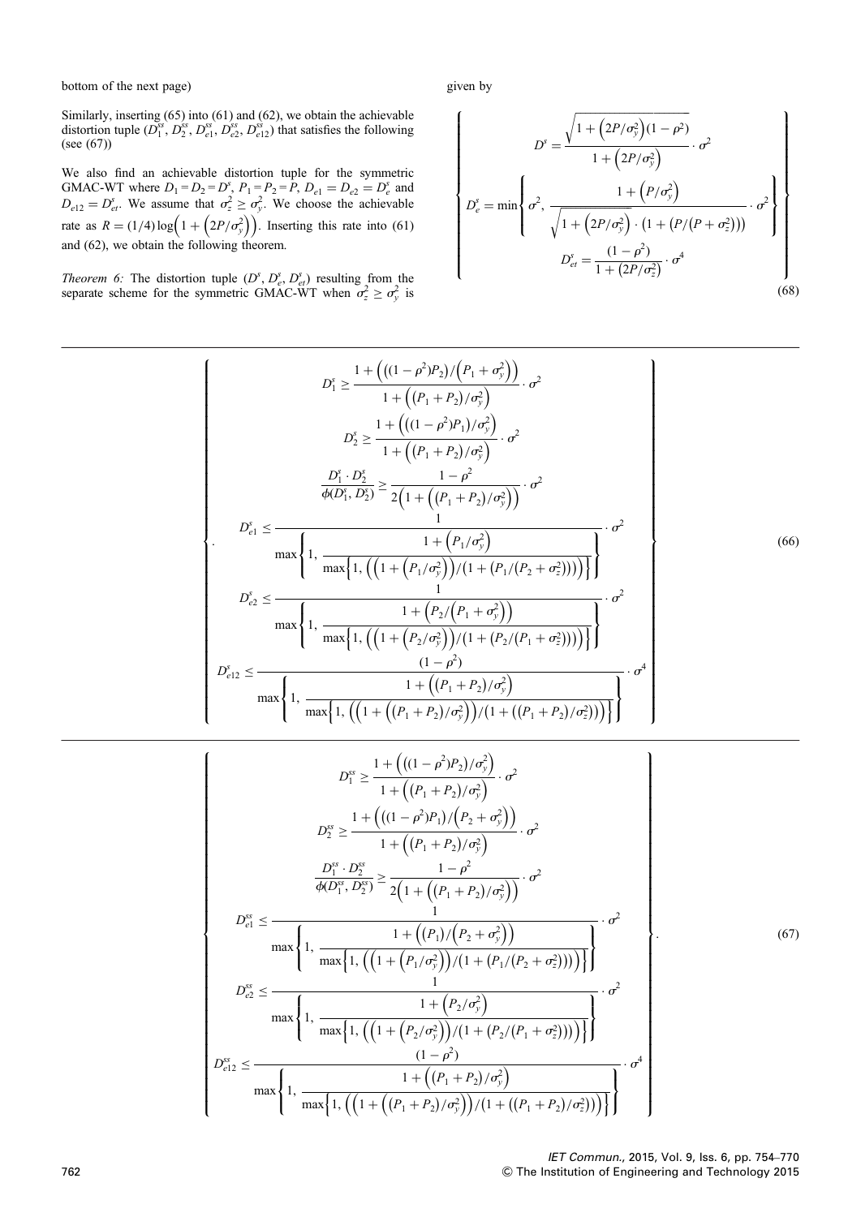bottom of the next page)

Similarly, inserting (65) into (61) and (62), we obtain the achievable distortion tuple ($D_1^{ss}$, $D_2^{ss}$, $D_{e1}^{ss}$, $D_{e2}^{ss}$, $D_{e12}^{ss}$) that satisfies the following (see (67))

We also find an achievable distortion tuple for the symmetric GMAC-WT where $D_1 = D_2 = D^s$, $P_1 = P_2 = P$, $D_{e1} = D_{e2} = D_e^s$ and $D_{e12} = D_{et}^s$. We assume that $\sigma_z^2 \geq \sigma_y^2$. We choose the achievable rate as $R = (1/4)\log\left(1 + \left(2P/\sigma_y^2\right)\right)$. Inserting this rate into (61) and (62), we obtain the following theorem.

*Theorem 6:* The distortion tuple ($D^s$, $D_e^s$, $D_{et}^s$) resulting from the separate scheme for the symmetric GMAC-WT when $\sigma_z^2 \geq \sigma_y^2$ is given by

$$\left\{\begin{array}{c} D^s = \dfrac{\sqrt{1 + \left(2P/\sigma_y^2\right)(1-\rho^2)}}{1 + \left(2P/\sigma_y^2\right)} \cdot \sigma^2 \\ D_e^s = \min\left\{\sigma^2,\ \dfrac{1 + \left(P/\sigma_y^2\right)}{\sqrt{1 + \left(2P/\sigma_y^2\right)} \cdot \left(1 + \left(P/\left(P + \sigma_z^2\right)\right)\right)} \cdot \sigma^2\right\} \\ D_{et}^s = \dfrac{(1-\rho^2)}{1 + \left(2P/\sigma_z^2\right)} \cdot \sigma^4 \end{array}\right\} \tag{68}$$

$$\left\{\begin{array}{c} D_1^s \geq \dfrac{1 + \left(\left((1-\rho^2)P_2\right)/\left(P_1 + \sigma_y^2\right)\right)}{1 + \left(\left(P_1 + P_2\right)/\sigma_y^2\right)} \cdot \sigma^2 \\ D_2^s \geq \dfrac{1 + \left(\left((1-\rho^2)P_1\right)/\sigma_y^2\right)}{1 + \left(\left(P_1 + P_2\right)/\sigma_y^2\right)} \cdot \sigma^2 \\ \dfrac{D_1^s \cdot D_2^s}{\phi(D_1^s, D_2^s)} \geq \dfrac{1-\rho^2}{2\left(1 + \left(\left(P_1 + P_2\right)/\sigma_y^2\right)\right)} \cdot \sigma^2 \\ D_{e1}^s \leq \dfrac{1}{\max\left\{1,\ \dfrac{1 + \left(P_1/\sigma_y^2\right)}{\max\left\{1,\ \left(\left(1 + \left(P_1/\sigma_y^2\right)\right)/\left(1 + \left(P_1/\left(P_2 + \sigma_z^2\right)\right)\right)\right)\right\}}\right\}} \cdot \sigma^2 \\ D_{e2}^s \leq \dfrac{1}{\max\left\{1,\ \dfrac{1 + \left(P_2/\left(P_1 + \sigma_y^2\right)\right)}{\max\left\{1,\ \left(\left(1 + \left(P_2/\sigma_y^2\right)\right)/\left(1 + \left(P_2/\left(P_1 + \sigma_z^2\right)\right)\right)\right)\right\}}\right\}} \cdot \sigma^2 \\ D_{e12}^s \leq \dfrac{(1-\rho^2)}{\max\left\{1,\ \dfrac{1 + \left(\left(P_1 + P_2\right)/\sigma_y^2\right)}{\max\left\{1,\ \left(\left(1 + \left(\left(P_1 + P_2\right)/\sigma_y^2\right)\right)/\left(1 + \left(\left(P_1 + P_2\right)/\sigma_z^2\right)\right)\right)\right\}}\right\}} \cdot \sigma^4 \end{array}\right\} \tag{66}$$

$$\left\{\begin{array}{c} D_1^{ss} \geq \dfrac{1 + \left(\left((1-\rho^2)P_2\right)/\sigma_y^2\right)}{1 + \left(\left(P_1 + P_2\right)/\sigma_y^2\right)} \cdot \sigma^2 \\ D_2^{ss} \geq \dfrac{1 + \left(\left((1-\rho^2)P_1\right)/\left(P_2 + \sigma_y^2\right)\right)}{1 + \left(\left(P_1 + P_2\right)/\sigma_y^2\right)} \cdot \sigma^2 \\ \dfrac{D_1^{ss} \cdot D_2^{ss}}{\phi(D_1^{ss}, D_2^{ss})} \geq \dfrac{1-\rho^2}{2\left(1 + \left(\left(P_1 + P_2\right)/\sigma_y^2\right)\right)} \cdot \sigma^2 \\ D_{e1}^{ss} \leq \dfrac{1}{\max\left\{1,\ \dfrac{1 + \left(\left(P_1\right)/\left(P_2 + \sigma_y^2\right)\right)}{\max\left\{1,\ \left(\left(1 + \left(P_1/\sigma_y^2\right)\right)/\left(1 + \left(P_1/\left(P_2 + \sigma_z^2\right)\right)\right)\right)\right\}}\right\}} \cdot \sigma^2 \\ D_{e2}^{ss} \leq \dfrac{1}{\max\left\{1,\ \dfrac{1 + \left(P_2/\sigma_y^2\right)}{\max\left\{1,\ \left(\left(1 + \left(P_2/\sigma_y^2\right)\right)/\left(1 + \left(P_2/\left(P_1 + \sigma_z^2\right)\right)\right)\right)\right\}}\right\}} \cdot \sigma^2 \\ D_{e12}^{ss} \leq \dfrac{(1-\rho^2)}{\max\left\{1,\ \dfrac{1 + \left(\left(P_1 + P_2\right)/\sigma_y^2\right)}{\max\left\{1,\ \left(\left(1 + \left(\left(P_1 + P_2\right)/\sigma_y^2\right)\right)/\left(1 + \left(\left(P_1 + P_2\right)/\sigma_z^2\right)\right)\right)\right\}}\right\}} \cdot \sigma^4 \end{array}\right\}. \tag{67}$$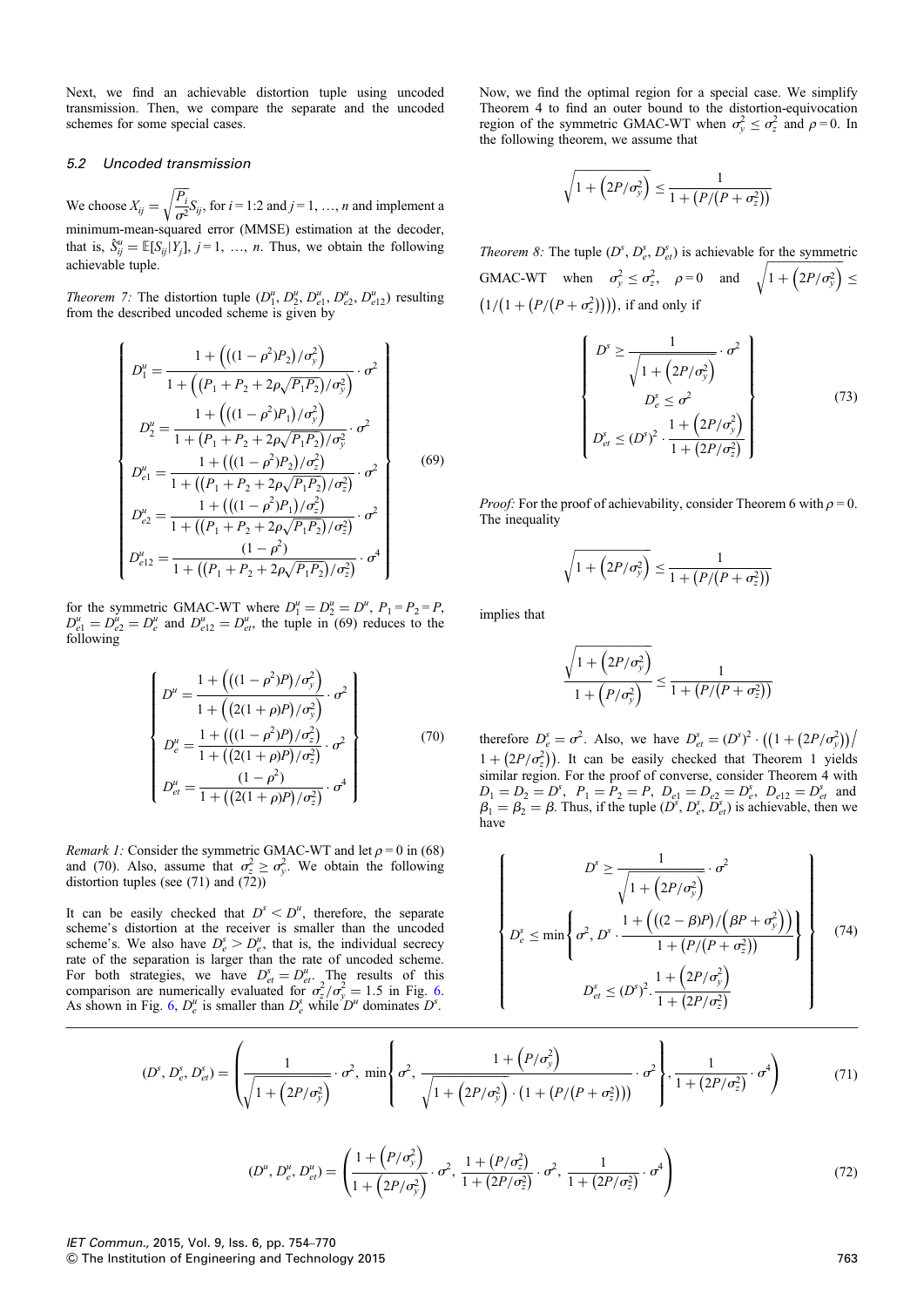Next, we find an achievable distortion tuple using uncoded transmission. Then, we compare the separate and the uncoded schemes for some special cases.

### 5.2 Uncoded transmission

We choose $X_{ij} = \sqrt{\frac{P_i}{\sigma^2}} S_{ij}$, for $i = 1{:}2$ and $j = 1, \ldots, n$ and implement a minimum-mean-squared error (MMSE) estimation at the decoder, that is, $\hat{S}^u_{ij} = \mathbb{E}[S_{ij}|Y_j]$, $j = 1, \ldots, n$. Thus, we obtain the following achievable tuple.

*Theorem 7:* The distortion tuple $(D^u_1, D^u_2, D^u_{e1}, D^u_{e2}, D^u_{e12})$ resulting from the described uncoded scheme is given by

$$\left\{ \begin{array}{l} D^u_1 = \dfrac{1 + \left(\left((1-\rho^2)P_2\right)/\sigma^2_y\right)}{1 + \left(\left(P_1 + P_2 + 2\rho\sqrt{P_1P_2}\right)/\sigma^2_y\right)} \cdot \sigma^2 \\ D^u_2 = \dfrac{1 + \left(\left((1-\rho^2)P_1\right)/\sigma^2_y\right)}{1 + \left(P_1 + P_2 + 2\rho\sqrt{P_1P_2}\right)/\sigma^2_y} \cdot \sigma^2 \\ D^u_{e1} = \dfrac{1 + \left(\left((1-\rho^2)P_2\right)/\sigma^2_z\right)}{1 + \left(\left(P_1 + P_2 + 2\rho\sqrt{P_1P_2}\right)/\sigma^2_z\right)} \cdot \sigma^2 \\ D^u_{e2} = \dfrac{1 + \left(\left((1-\rho^2)P_1\right)/\sigma^2_z\right)}{1 + \left(\left(P_1 + P_2 + 2\rho\sqrt{P_1P_2}\right)/\sigma^2_z\right)} \cdot \sigma^2 \\ D^u_{e12} = \dfrac{(1-\rho^2)}{1 + \left(\left(P_1 + P_2 + 2\rho\sqrt{P_1P_2}\right)/\sigma^2_z\right)} \cdot \sigma^4 \end{array} \right\} \quad (69)$$

for the symmetric GMAC-WT where $D^u_1 = D^u_2 = D^u$, $P_1 = P_2 = P$, $D^u_{e1} = D^u_{e2} = D^u_e$ and $D^u_{e12} = D^u_{et}$, the tuple in (69) reduces to the following

$$\left\{ \begin{array}{l} D^u = \dfrac{1 + \left(\left((1-\rho^2)P\right)/\sigma^2_y\right)}{1 + \left(\left(2(1+\rho)P\right)/\sigma^2_y\right)} \cdot \sigma^2 \\ D^u_e = \dfrac{1 + \left(\left((1-\rho^2)P\right)/\sigma^2_z\right)}{1 + \left(\left(2(1+\rho)P\right)/\sigma^2_z\right)} \cdot \sigma^2 \\ D^u_{et} = \dfrac{(1-\rho^2)}{1 + \left(\left(2(1+\rho)P\right)/\sigma^2_z\right)} \cdot \sigma^4 \end{array} \right\} \quad (70)$$

*Remark 1:* Consider the symmetric GMAC-WT and let $\rho = 0$ in (68) and (70). Also, assume that $\sigma^2_z \geq \sigma^2_y$. We obtain the following distortion tuples (see (71) and (72))

It can be easily checked that $D^s < D^u$, therefore, the separate scheme's distortion at the receiver is smaller than the uncoded scheme's. We also have $D^s_e > D^u_e$, that is, the individual secrecy rate of the separation is larger than the rate of uncoded scheme. For both strategies, we have $D^s_{et} = D^u_{et}$. The results of this comparison are numerically evaluated for $\sigma^2_z/\sigma^2_y = 1.5$ in Fig. 6. As shown in Fig. 6, $D^u_e$ is smaller than $D^s_e$ while $D^u$ dominates $D^s$.

Now, we find the optimal region for a special case. We simplify Theorem 4 to find an outer bound to the distortion-equivocation region of the symmetric GMAC-WT when $\sigma^2_y \leq \sigma^2_z$ and $\rho = 0$. In the following theorem, we assume that

$$\sqrt{1 + \left(2P/\sigma^2_y\right)} \leq \frac{1}{1 + \left(P/\left(P + \sigma^2_z\right)\right)}$$

*Theorem 8:* The tuple $(D^s, D^s_e, D^s_{et})$ is achievable for the symmetric GMAC-WT when $\sigma^2_y \leq \sigma^2_z$, $\rho = 0$ and $\sqrt{1 + \left(2P/\sigma^2_y\right)} \leq \left(1/\left(1 + \left(P/\left(P + \sigma^2_z\right)\right)\right)\right)$, if and only if

$$\left\{ \begin{array}{c} D^s \geq \dfrac{1}{\sqrt{1 + \left(2P/\sigma^2_y\right)}} \cdot \sigma^2 \\ D^s_e \leq \sigma^2 \\ D^s_{et} \leq (D^s)^2 \cdot \dfrac{1 + \left(2P/\sigma^2_y\right)}{1 + \left(2P/\sigma^2_z\right)} \end{array} \right\} \quad (73)$$

*Proof:* For the proof of achievability, consider Theorem 6 with $\rho = 0$. The inequality

$$\sqrt{1 + \left(2P/\sigma^2_y\right)} \leq \frac{1}{1 + \left(P/\left(P + \sigma^2_z\right)\right)}$$

implies that

$$\frac{\sqrt{1 + \left(2P/\sigma^2_y\right)}}{1 + \left(P/\sigma^2_y\right)} \leq \frac{1}{1 + \left(P/\left(P + \sigma^2_z\right)\right)}$$

therefore $D^s_e = \sigma^2$. Also, we have $D^s_{et} = (D^s)^2 \cdot \left(\left(1 + \left(2P/\sigma^2_y\right)\right) / 1 + \left(2P/\sigma^2_z\right)\right)$. It can be easily checked that Theorem 1 yields similar region. For the proof of converse, consider Theorem 4 with $D_1 = D_2 = D^s$, $P_1 = P_2 = P$, $D_{e1} = D_{e2} = D^s_e$, $D_{e12} = D^s_{et}$ and $\beta_1 = \beta_2 = \beta$. Thus, if the tuple $(D^s, D^s_e, D^s_{et})$ is achievable, then we have

$$\left\{ \begin{array}{c} D^s \geq \dfrac{1}{\sqrt{1 + \left(2P/\sigma^2_y\right)}} \cdot \sigma^2 \\ D^s_e \leq \min\left\{ \sigma^2, D^s \cdot \dfrac{1 + \left(\left((2-\beta)P\right)/\left(\beta P + \sigma^2_y\right)\right)}{1 + \left(P/\left(P + \sigma^2_z\right)\right)} \right\} \\ D^s_{et} \leq (D^s)^2 . \dfrac{1 + \left(2P/\sigma^2_y\right)}{1 + \left(2P/\sigma^2_z\right)} \end{array} \right\} \quad (74)$$

$$(D^s, D^s_e, D^s_{et}) = \left( \frac{1}{\sqrt{1 + \left(2P/\sigma^2_y\right)}} \cdot \sigma^2,\ \min\left\{ \sigma^2, \frac{1 + \left(P/\sigma^2_y\right)}{\sqrt{1 + \left(2P/\sigma^2_y\right)} \cdot \left(1 + \left(P/\left(P + \sigma^2_z\right)\right)\right)} \cdot \sigma^2 \right\}, \frac{1}{1 + \left(2P/\sigma^2_z\right)} \cdot \sigma^4 \right) \quad (71)$$

$$(D^u, D^u_e, D^u_{et}) = \left( \frac{1 + \left(P/\sigma^2_y\right)}{1 + \left(2P/\sigma^2_y\right)} \cdot \sigma^2,\ \frac{1 + \left(P/\sigma^2_z\right)}{1 + \left(2P/\sigma^2_z\right)} \cdot \sigma^2,\ \frac{1}{1 + \left(2P/\sigma^2_z\right)} \cdot \sigma^4 \right) \quad (72)$$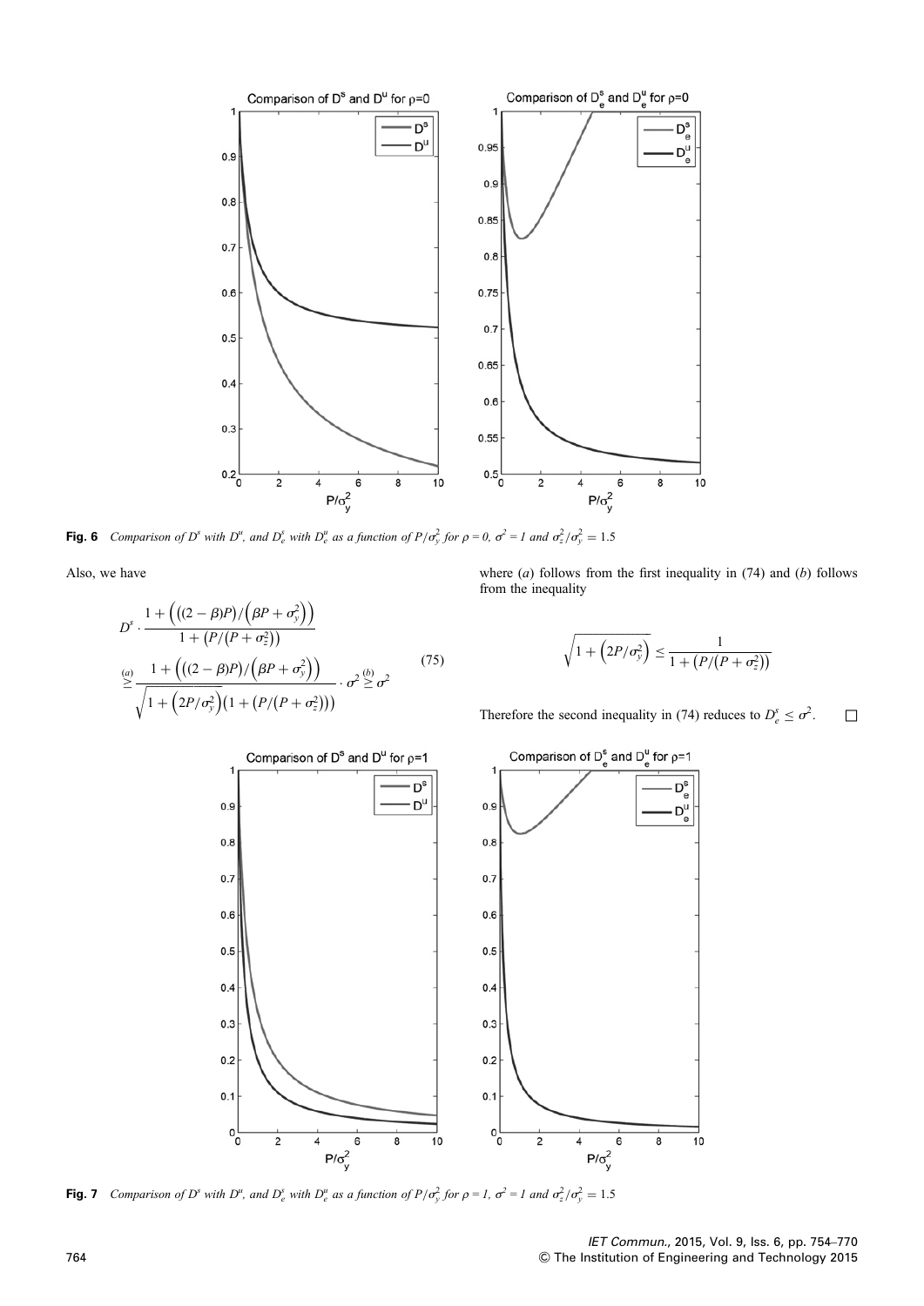Fig. 6 Comparison of $D^s$ with $D^u$, and $D_e^s$ with $D_e^u$ as a function of $P/\sigma_y^2$ for $\rho = 0$, $\sigma^2 = 1$ and $\sigma_z^2/\sigma_y^2 = 1.5$

Also, we have

$$D^s \cdot \frac{1 + \left(((2-\beta)P)/\left(\beta P + \sigma_y^2\right)\right)}{1 + \left(P/\left(P + \sigma_z^2\right)\right)} \overset{(a)}{\geq} \frac{1 + \left(((2-\beta)P)/\left(\beta P + \sigma_y^2\right)\right)}{\sqrt{1 + \left(2P/\sigma_y^2\right)}\left(1 + \left(P/\left(P + \sigma_z^2\right)\right)\right)} \cdot \sigma^2 \overset{(b)}{\geq} \sigma^2 \tag{75}$$

where (*a*) follows from the first inequality in (74) and (*b*) follows from the inequality

$$\sqrt{1 + \left(2P/\sigma_y^2\right)} \leq \frac{1}{1 + \left(P/\left(P + \sigma_z^2\right)\right)}$$

Therefore the second inequality in (74) reduces to $D_e^s \leq \sigma^2$. □

Fig. 7 Comparison of $D^s$ with $D^u$, and $D_e^s$ with $D_e^u$ as a function of $P/\sigma_y^2$ for $\rho = 1$, $\sigma^2 = 1$ and $\sigma_z^2/\sigma_y^2 = 1.5$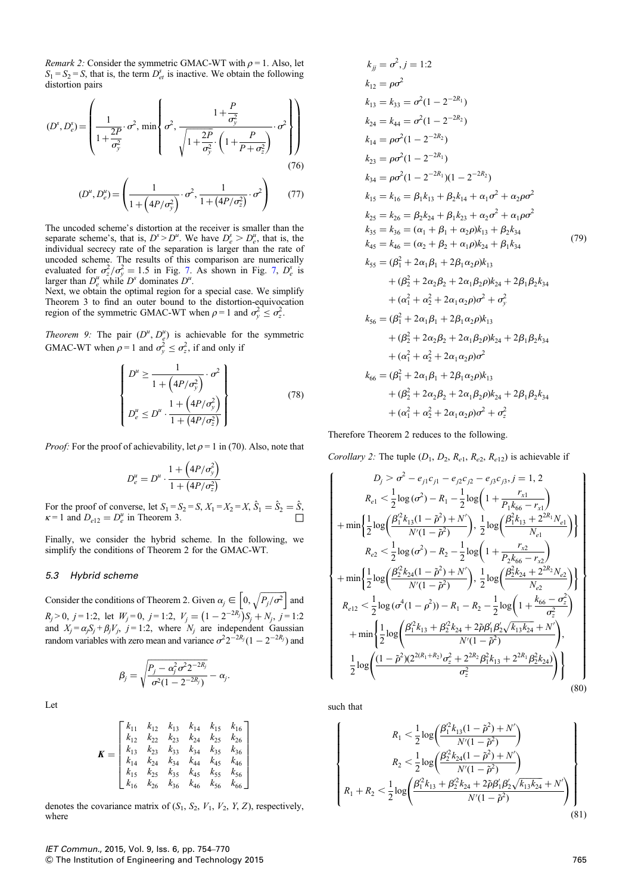*Remark 2:* Consider the symmetric GMAC-WT with $\rho = 1$. Also, let $S_1 = S_2 = S$, that is, the term $D_{et}^s$ is inactive. We obtain the following distortion pairs

$$(D^s, D_e^s) = \left( \frac{1}{1 + \frac{2P}{\sigma_y^2}} \cdot \sigma^2, \min\left\{ \sigma^2, \frac{1 + \frac{P}{\sigma_y^2}}{\sqrt{1 + \frac{2P}{\sigma_y^2} \cdot \left(1 + \frac{P}{P + \sigma_z^2}\right)}} \cdot \sigma^2 \right\} \right) \tag{76}$$

$$(D^u, D_e^u) = \left( \frac{1}{1 + \left(4P/\sigma_y^2\right)} \cdot \sigma^2, \frac{1}{1 + \left(4P/\sigma_z^2\right)} \cdot \sigma^2 \right) \tag{77}$$

The uncoded scheme's distortion at the receiver is smaller than the separate scheme's, that is, $D^s > D^u$. We have $D_e^s > D_e^u$, that is, the individual secrecy rate of the separation is larger than the rate of uncoded scheme. The results of this comparison are numerically evaluated for $\sigma_z^2/\sigma_y^2 = 1.5$ in Fig. 7. As shown in Fig. 7, $D_e^s$ is larger than $D_e^u$ while $D^s$ dominates $D^u$.

Next, we obtain the optimal region for a special case. We simplify Theorem 3 to find an outer bound to the distortion-equivocation region of the symmetric GMAC-WT when $\rho = 1$ and $\sigma_y^2 \le \sigma_z^2$.

*Theorem 9:* The pair $(D^u, D_e^u)$ is achievable for the symmetric GMAC-WT when $\rho = 1$ and $\sigma_y^2 \le \sigma_z^2$, if and only if

$$\left\{ \begin{array}{c} D^u \ge \dfrac{1}{1 + \left(4P/\sigma_y^2\right)} \cdot \sigma^2 \\ D_e^u \le D^u \cdot \dfrac{1 + \left(4P/\sigma_y^2\right)}{1 + \left(4P/\sigma_z^2\right)} \end{array} \right\} \tag{78}$$

*Proof:* For the proof of achievability, let $\rho = 1$ in (70). Also, note that

$$D_e^u = D^u \cdot \frac{1 + \left(4P/\sigma_y^2\right)}{1 + \left(4P/\sigma_z^2\right)}$$

For the proof of converse, let $S_1 = S_2 = S$, $X_1 = X_2 = X$, $\hat{S}_1 = \hat{S}_2 = \hat{S}$, $\kappa = 1$ and $D_{e12} = D_e^u$ in Theorem 3. □

Finally, we consider the hybrid scheme. In the following, we simplify the conditions of Theorem 2 for the GMAC-WT.

### 5.3 Hybrid scheme

Consider the conditions of Theorem 2. Given $\alpha_j \in \left[0, \sqrt{P_j/\sigma^2}\right]$ and $R_j > 0$, $j = 1{:}2$, let $W_j = 0$, $j = 1{:}2$, $V_j = \left(1 - 2^{-2R_j}\right)S_j + N_j$, $j = 1{:}2$ and $X_j = \alpha_j S_j + \beta_j V_j$, $j = 1{:}2$, where $N_j$ are independent Gaussian random variables with zero mean and variance $\sigma^2 2^{-2R_j}(1 - 2^{-2R_j})$ and

$$\beta_j = \sqrt{\frac{P_j - \alpha_j^2 \sigma^2 2^{-2R_j}}{\sigma^2(1 - 2^{-2R_j})}} - \alpha_j.$$

Let

$$\boldsymbol{K} = \begin{bmatrix} k_{11} & k_{12} & k_{13} & k_{14} & k_{15} & k_{16} \\ k_{12} & k_{22} & k_{23} & k_{24} & k_{25} & k_{26} \\ k_{13} & k_{23} & k_{33} & k_{34} & k_{35} & k_{36} \\ k_{14} & k_{24} & k_{34} & k_{44} & k_{45} & k_{46} \\ k_{15} & k_{25} & k_{35} & k_{45} & k_{55} & k_{56} \\ k_{16} & k_{26} & k_{36} & k_{46} & k_{56} & k_{66} \end{bmatrix}$$

denotes the covariance matrix of $(S_1, S_2, V_1, V_2, Y, Z)$, respectively, where

$$\begin{aligned}
k_{jj} &= \sigma^2, j = 1{:}2 \\
k_{12} &= \rho\sigma^2 \\
k_{13} &= k_{33} = \sigma^2(1 - 2^{-2R_1}) \\
k_{24} &= k_{44} = \sigma^2(1 - 2^{-2R_2}) \\
k_{14} &= \rho\sigma^2(1 - 2^{-2R_2}) \\
k_{23} &= \rho\sigma^2(1 - 2^{-2R_1}) \\
k_{34} &= \rho\sigma^2(1 - 2^{-2R_1})(1 - 2^{-2R_2}) \\
k_{15} &= k_{16} = \beta_1 k_{13} + \beta_2 k_{14} + \alpha_1\sigma^2 + \alpha_2\rho\sigma^2 \\
k_{25} &= k_{26} = \beta_2 k_{24} + \beta_1 k_{23} + \alpha_2\sigma^2 + \alpha_1\rho\sigma^2 \\
k_{35} &= k_{36} = (\alpha_1 + \beta_1 + \alpha_2\rho)k_{13} + \beta_2 k_{34} \\
k_{45} &= k_{46} = (\alpha_2 + \beta_2 + \alpha_1\rho)k_{24} + \beta_1 k_{34} \\
k_{55} &= (\beta_1^2 + 2\alpha_1\beta_1 + 2\beta_1\alpha_2\rho)k_{13} \\
&\quad + (\beta_2^2 + 2\alpha_2\beta_2 + 2\alpha_1\beta_2\rho)k_{24} + 2\beta_1\beta_2 k_{34} \\
&\quad + (\alpha_1^2 + \alpha_2^2 + 2\alpha_1\alpha_2\rho)\sigma^2 + \sigma_y^2 \\
k_{56} &= (\beta_1^2 + 2\alpha_1\beta_1 + 2\beta_1\alpha_2\rho)k_{13} \\
&\quad + (\beta_2^2 + 2\alpha_2\beta_2 + 2\alpha_1\beta_2\rho)k_{24} + 2\beta_1\beta_2 k_{34} \\
&\quad + (\alpha_1^2 + \alpha_2^2 + 2\alpha_1\alpha_2\rho)\sigma^2 \\
k_{66} &= (\beta_1^2 + 2\alpha_1\beta_1 + 2\beta_1\alpha_2\rho)k_{13} \\
&\quad + (\beta_2^2 + 2\alpha_2\beta_2 + 2\alpha_1\beta_2\rho)k_{24} + 2\beta_1\beta_2 k_{34} \\
&\quad + (\alpha_1^2 + \alpha_2^2 + 2\alpha_1\alpha_2\rho)\sigma^2 + \sigma_z^2
\end{aligned} \tag{79}$$

Therefore Theorem 2 reduces to the following.

*Corollary 2:* The tuple $(D_1, D_2, R_{e1}, R_{e2}, R_{e12})$ is achievable if

$$\left\{ \begin{array}{c}
D_j > \sigma^2 - e_{j1}c_{j1} - e_{j2}c_{j2} - e_{j3}c_{j3}, j = 1, 2 \\
R_{e1} < \dfrac{1}{2}\log(\sigma^2) - R_1 - \dfrac{1}{2}\log\left(1 + \dfrac{r_{x1}}{P_1 k_{66} - r_{x1}}\right) \\
+ \min\left\{ \dfrac{1}{2}\log\left(\dfrac{\beta_1'^2 k_{13}(1 - \tilde{\rho}^2) + N'}{N'(1 - \tilde{\rho}^2)}\right), \dfrac{1}{2}\log\left(\dfrac{\beta_1^2 k_{13} + 2^{2R_1} N_{e1}}{N_{e1}}\right) \right\} \\
R_{e2} < \dfrac{1}{2}\log(\sigma^2) - R_2 - \dfrac{1}{2}\log\left(1 + \dfrac{r_{x2}}{P_2 k_{66} - r_{x2}}\right) \\
+ \min\left\{ \dfrac{1}{2}\log\left(\dfrac{\beta_2'^2 k_{24}(1 - \tilde{\rho}^2) + N'}{N'(1 - \tilde{\rho}^2)}\right), \dfrac{1}{2}\log\left(\dfrac{\beta_2^2 k_{24} + 2^{2R_2} N_{e2}}{N_{e2}}\right) \right\} \\
R_{e12} < \dfrac{1}{2}\log(\sigma^4(1 - \rho^2)) - R_1 - R_2 - \dfrac{1}{2}\log\left(1 + \dfrac{k_{66} - \sigma_z^2}{\sigma_z^2}\right) \\
+ \min\left\{ \dfrac{1}{2}\log\left(\dfrac{\beta_1'^2 k_{13} + \beta_2'^2 k_{24} + 2\tilde{\rho}\beta_1'\beta_2'\sqrt{k_{13}k_{24}} + N'}{N'(1 - \tilde{\rho}^2)}\right), \right. \\
\left. \dfrac{1}{2}\log\left(\dfrac{(1 - \tilde{\rho}^2)(2^{2(R_1 + R_2)}\sigma_z^2 + 2^{2R_2}\beta_1^2 k_{13} + 2^{2R_1}\beta_2^2 k_{24})}{\sigma_z^2}\right) \right\}
\end{array} \right\} \tag{80}$$

such that

$$\left\{ \begin{array}{c}
R_1 < \dfrac{1}{2}\log\left(\dfrac{\beta_1'^2 k_{13}(1 - \tilde{\rho}^2) + N'}{N'(1 - \tilde{\rho}^2)}\right) \\
R_2 < \dfrac{1}{2}\log\left(\dfrac{\beta_2'^2 k_{24}(1 - \tilde{\rho}^2) + N'}{N'(1 - \tilde{\rho}^2)}\right) \\
R_1 + R_2 < \dfrac{1}{2}\log\left(\dfrac{\beta_1'^2 k_{13} + \beta_2'^2 k_{24} + 2\tilde{\rho}\beta_1'\beta_2'\sqrt{k_{13}k_{24}} + N'}{N'(1 - \tilde{\rho}^2)}\right)
\end{array} \right\} \tag{81}$$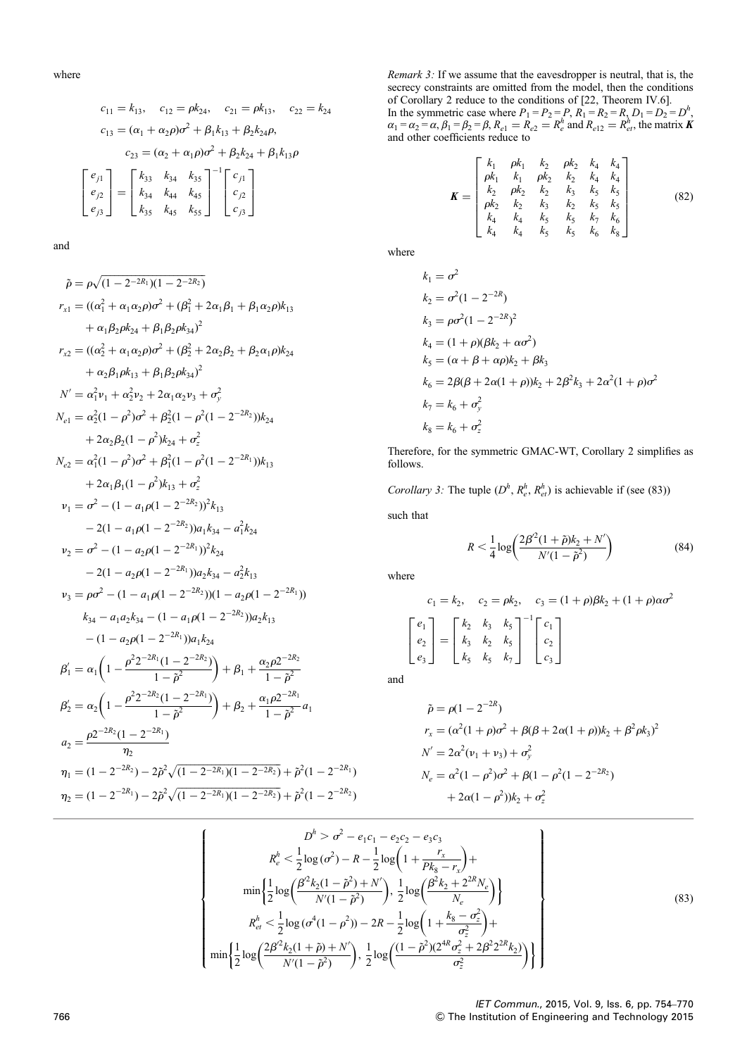where

$$c_{11} = k_{13}, \quad c_{12} = \rho k_{24}, \quad c_{21} = \rho k_{13}, \quad c_{22} = k_{24}$$

$$c_{13} = (\alpha_1 + \alpha_2 \rho)\sigma^2 + \beta_1 k_{13} + \beta_2 k_{24}\rho,$$

$$c_{23} = (\alpha_2 + \alpha_1 \rho)\sigma^2 + \beta_2 k_{24} + \beta_1 k_{13}\rho$$

$$\begin{bmatrix} e_{j1} \\ e_{j2} \\ e_{j3} \end{bmatrix} = \begin{bmatrix} k_{33} & k_{34} & k_{35} \\ k_{34} & k_{44} & k_{45} \\ k_{35} & k_{45} & k_{55} \end{bmatrix}^{-1} \begin{bmatrix} c_{j1} \\ c_{j2} \\ c_{j3} \end{bmatrix}$$

and

$$\tilde{\rho} = \rho\sqrt{(1 - 2^{-2R_1})(1 - 2^{-2R_2})}$$

$$r_{x1} = ((\alpha_1^2 + \alpha_1\alpha_2\rho)\sigma^2 + (\beta_1^2 + 2\alpha_1\beta_1 + \beta_1\alpha_2\rho)k_{13} + \alpha_1\beta_2\rho k_{24} + \beta_1\beta_2\rho k_{34})^2$$

$$r_{x2} = ((\alpha_2^2 + \alpha_1\alpha_2\rho)\sigma^2 + (\beta_2^2 + 2\alpha_2\beta_2 + \beta_2\alpha_1\rho)k_{24} + \alpha_2\beta_1\rho k_{13} + \beta_1\beta_2\rho k_{34})^2$$

$$N' = \alpha_1^2\nu_1 + \alpha_2^2\nu_2 + 2\alpha_1\alpha_2\nu_3 + \sigma_y^2$$

$$N_{e1} = \alpha_2^2(1 - \rho^2)\sigma^2 + \beta_2^2(1 - \rho^2(1 - 2^{-2R_2}))k_{24} + 2\alpha_2\beta_2(1 - \rho^2)k_{24} + \sigma_z^2$$

$$N_{e2} = \alpha_1^2(1 - \rho^2)\sigma^2 + \beta_1^2(1 - \rho^2(1 - 2^{-2R_1}))k_{13} + 2\alpha_1\beta_1(1 - \rho^2)k_{13} + \sigma_z^2$$

$$\nu_1 = \sigma^2 - (1 - a_1\rho(1 - 2^{-2R_2}))^2 k_{13} - 2(1 - a_1\rho(1 - 2^{-2R_2}))a_1 k_{34} - a_1^2 k_{24}$$

$$\nu_2 = \sigma^2 - (1 - a_2\rho(1 - 2^{-2R_1}))^2 k_{24} - 2(1 - a_2\rho(1 - 2^{-2R_1}))a_2 k_{34} - a_2^2 k_{13}$$

$$\nu_3 = \rho\sigma^2 - (1 - a_1\rho(1 - 2^{-2R_2}))(1 - a_2\rho(1 - 2^{-2R_1})) k_{34} - a_1 a_2 k_{34} - (1 - a_1\rho(1 - 2^{-2R_2}))a_2 k_{13} - (1 - a_2\rho(1 - 2^{-2R_1}))a_1 k_{24}$$

$$\beta_1' = \alpha_1\left(1 - \frac{\rho^2 2^{-2R_1}(1 - 2^{-2R_2})}{1 - \tilde{\rho}^2}\right) + \beta_1 + \frac{\alpha_2\rho 2^{-2R_2}}{1 - \tilde{\rho}^2}$$

$$\beta_2' = \alpha_2\left(1 - \frac{\rho^2 2^{-2R_2}(1 - 2^{-2R_1})}{1 - \tilde{\rho}^2}\right) + \beta_2 + \frac{\alpha_1\rho 2^{-2R_1}}{1 - \tilde{\rho}^2}a_1$$

$$a_2 = \frac{\rho 2^{-2R_2}(1 - 2^{-2R_1})}{\eta_2}$$

$$\eta_1 = (1 - 2^{-2R_2}) - 2\tilde{\rho}^2\sqrt{(1 - 2^{-2R_1})(1 - 2^{-2R_2})} + \tilde{\rho}^2(1 - 2^{-2R_1})$$

$$\eta_2 = (1 - 2^{-2R_1}) - 2\tilde{\rho}^2\sqrt{(1 - 2^{-2R_1})(1 - 2^{-2R_2})} + \tilde{\rho}^2(1 - 2^{-2R_2})$$

*Remark 3:* If we assume that the eavesdropper is neutral, that is, the secrecy constraints are omitted from the model, then the conditions of Corollary 2 reduce to the conditions of [22, Theorem IV.6].

In the symmetric case where $P_1 = P_2 = P$, $R_1 = R_2 = R$, $D_1 = D_2 = D^h$, $\alpha_1 = \alpha_2 = \alpha$, $\beta_1 = \beta_2 = \beta$, $R_{e1} = R_{e2} = R_e^h$ and $R_{e12} = R_{et}^h$, the matrix $\boldsymbol{K}$ and other coefficients reduce to

$$\boldsymbol{K} = \begin{bmatrix} k_1 & \rho k_1 & k_2 & \rho k_2 & k_4 & k_4 \\ \rho k_1 & k_1 & \rho k_2 & k_2 & k_4 & k_4 \\ k_2 & \rho k_2 & k_2 & k_3 & k_5 & k_5 \\ \rho k_2 & k_2 & k_3 & k_2 & k_5 & k_5 \\ k_4 & k_4 & k_5 & k_5 & k_7 & k_6 \\ k_4 & k_4 & k_5 & k_5 & k_6 & k_8 \end{bmatrix} \tag{82}$$

where

$$k_1 = \sigma^2$$

$$k_2 = \sigma^2(1 - 2^{-2R})$$

$$k_3 = \rho\sigma^2(1 - 2^{-2R})^2$$

$$k_4 = (1 + \rho)(\beta k_2 + \alpha\sigma^2)$$

$$k_5 = (\alpha + \beta + \alpha\rho)k_2 + \beta k_3$$

$$k_6 = 2\beta(\beta + 2\alpha(1 + \rho))k_2 + 2\beta^2 k_3 + 2\alpha^2(1 + \rho)\sigma^2$$

$$k_7 = k_6 + \sigma_y^2$$

$$k_8 = k_6 + \sigma_z^2$$

Therefore, for the symmetric GMAC-WT, Corollary 2 simplifies as follows.

*Corollary 3:* The tuple $(D^h, R_e^h, R_{et}^h)$ is achievable if (see (83))

such that

$$R < \frac{1}{4}\log\left(\frac{2\beta'^2(1 + \tilde{\rho})k_2 + N'}{N'(1 - \tilde{\rho}^2)}\right) \tag{84}$$

where

$$c_1 = k_2, \quad c_2 = \rho k_2, \quad c_3 = (1 + \rho)\beta k_2 + (1 + \rho)\alpha\sigma^2$$

$$\begin{bmatrix} e_1 \\ e_2 \\ e_3 \end{bmatrix} = \begin{bmatrix} k_2 & k_3 & k_5 \\ k_3 & k_2 & k_5 \\ k_5 & k_5 & k_7 \end{bmatrix}^{-1} \begin{bmatrix} c_1 \\ c_2 \\ c_3 \end{bmatrix}$$

and

$$\tilde{\rho} = \rho(1 - 2^{-2R})$$

$$r_x = (\alpha^2(1 + \rho)\sigma^2 + \beta(\beta + 2\alpha(1 + \rho))k_2 + \beta^2\rho k_3)^2$$

$$N' = 2\alpha^2(\nu_1 + \nu_3) + \sigma_y^2$$

$$N_e = \alpha^2(1 - \rho^2)\sigma^2 + \beta(1 - \rho^2(1 - 2^{-2R_2}) + 2\alpha(1 - \rho^2))k_2 + \sigma_z^2$$

$$\left\{ \begin{array}{c} D^h > \sigma^2 - e_1 c_1 - e_2 c_2 - e_3 c_3 \\ R_e^h < \frac{1}{2}\log(\sigma^2) - R - \frac{1}{2}\log\left(1 + \frac{r_x}{Pk_8 - r_x}\right) + \\ \min\left\{\frac{1}{2}\log\left(\frac{\beta'^2 k_2(1 - \tilde{\rho}^2) + N'}{N'(1 - \tilde{\rho}^2)}\right), \frac{1}{2}\log\left(\frac{\beta^2 k_2 + 2^{2R}N_e}{N_e}\right)\right\} \\ R_{et}^h < \frac{1}{2}\log(\sigma^4(1 - \rho^2)) - 2R - \frac{1}{2}\log\left(1 + \frac{k_8 - \sigma_z^2}{\sigma_z^2}\right) + \\ \min\left\{\frac{1}{2}\log\left(\frac{2\beta'^2 k_2(1 + \tilde{\rho}) + N'}{N'(1 - \tilde{\rho}^2)}\right), \frac{1}{2}\log\left(\frac{(1 - \tilde{\rho}^2)(2^{4R}\sigma_z^2 + 2\beta^2 2^{2R}k_2)}{\sigma_z^2}\right)\right\} \end{array} \right\} \tag{83}$$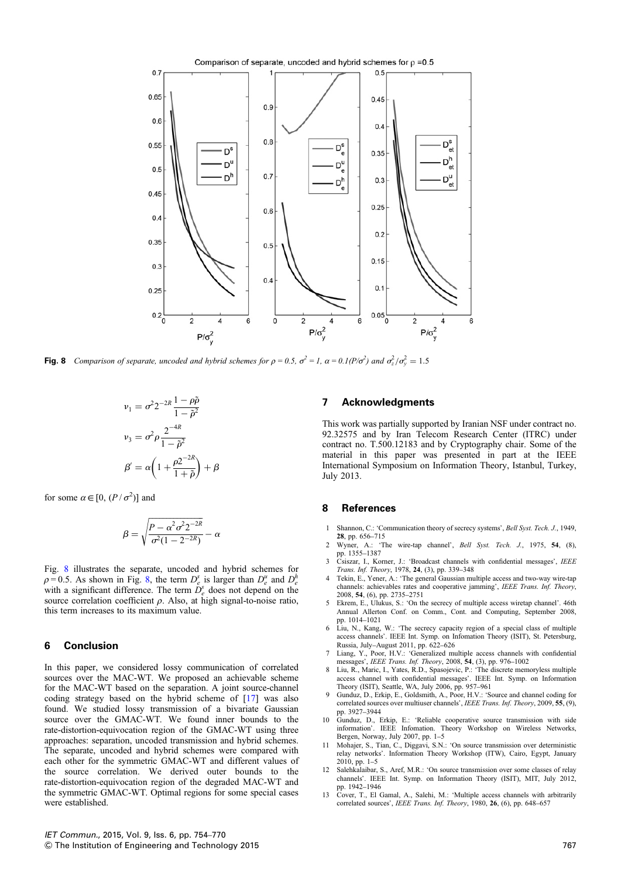**Fig. 8** *Comparison of separate, uncoded and hybrid schemes for $\rho = 0.5$, $\sigma^2 = 1$, $\alpha = 0.1(P/\sigma^2)$ and $\sigma_z^2/\sigma_y^2 = 1.5$*

$$\nu_1 = \sigma^2 2^{-2R} \frac{1 - \rho\tilde{\rho}}{1 - \tilde{\rho}^2}$$

$$\nu_3 = \sigma^2 \rho \frac{2^{-4R}}{1 - \tilde{\rho}^2}$$

$$\beta' = \alpha\left(1 + \frac{\rho 2^{-2R}}{1 + \tilde{\rho}}\right) + \beta$$

for some $\alpha \in [0, (P/\sigma^2)]$ and

$$\beta = \sqrt{\frac{P - \alpha^2\sigma^2 2^{-2R}}{\sigma^2(1 - 2^{-2R})}} - \alpha$$

Fig. 8 illustrates the separate, uncoded and hybrid schemes for $\rho = 0.5$. As shown in Fig. 8, the term $D_e^s$ is larger than $D_e^u$ and $D_e^h$ with a significant difference. The term $D_e^s$ does not depend on the source correlation coefficient $\rho$. Also, at high signal-to-noise ratio, this term increases to its maximum value.

## 6 Conclusion

In this paper, we considered lossy communication of correlated sources over the MAC-WT. We proposed an achievable scheme for the MAC-WT based on the separation. A joint source-channel coding strategy based on the hybrid scheme of [17] was also found. We studied lossy transmission of a bivariate Gaussian source over the GMAC-WT. We found inner bounds to the rate-distortion-equivocation region of the GMAC-WT using three approaches: separation, uncoded transmission and hybrid schemes. The separate, uncoded and hybrid schemes were compared with each other for the symmetric GMAC-WT and different values of the source correlation. We derived outer bounds to the rate-distortion-equivocation region of the degraded MAC-WT and the symmetric GMAC-WT. Optimal regions for some special cases were established.

## 7 Acknowledgments

This work was partially supported by Iranian NSF under contract no. 92.32575 and by Iran Telecom Research Center (ITRC) under contract no. T.500.12183 and by Cryptography chair. Some of the material in this paper was presented in part at the IEEE International Symposium on Information Theory, Istanbul, Turkey, July 2013.

## 8 References

1. Shannon, C.: 'Communication theory of secrecy systems', *Bell Syst. Tech. J.*, 1949, **28**, pp. 656–715
2. Wyner, A.: 'The wire-tap channel', *Bell Syst. Tech. J.*, 1975, **54**, (8), pp. 1355–1387
3. Csiszar, I., Korner, J.: 'Broadcast channels with confidential messages', *IEEE Trans. Inf. Theory*, 1978, **24**, (3), pp. 339–348
4. Tekin, E., Yener, A.: 'The general Gaussian multiple access and two-way wire-tap channels: achievables rates and cooperative jamming', *IEEE Trans. Inf. Theory*, 2008, **54**, (6), pp. 2735–2751
5. Ekrem, E., Ulukus, S.: 'On the secrecy of multiple access wiretap channel'. 46th Annual Allerton Conf. on Comm., Cont. and Computing, September 2008, pp. 1014–1021
6. Liu, N., Kang, W.: 'The secrecy capacity region of a special class of multiple access channels'. IEEE Int. Symp. on Infomation Theory (ISIT), St. Petersburg, Russia, July–August 2011, pp. 622–626
7. Liang, Y., Poor, H.V.: 'Generalized multiple access channels with confidential messages', *IEEE Trans. Inf. Theory*, 2008, **54**, (3), pp. 976–1002
8. Liu, R., Maric, I., Yates, R.D., Spasojevic, P.: 'The discrete memoryless multiple access channel with confidential messages'. IEEE Int. Symp. on Information Theory (ISIT), Seattle, WA, July 2006, pp. 957–961
9. Gunduz, D., Erkip, E., Goldsmith, A., Poor, H.V.: 'Source and channel coding for correlated sources over multiuser channels', *IEEE Trans. Inf. Theory*, 2009, **55**, (9), pp. 3927–3944
10. Gunduz, D., Erkip, E.: 'Reliable cooperative source transmission with side information'. IEEE Infomation. Theory Workshop on Wireless Networks, Bergen, Norway, July 2007, pp. 1–5
11. Mohajer, S., Tian, C., Diggavi, S.N.: 'On source transmission over deterministic relay networks'. Information Theory Workshop (ITW), Cairo, Egypt, January 2010, pp. 1–5
12. Salehkalaibar, S., Aref, M.R.: 'On source transmission over some classes of relay channels'. IEEE Int. Symp. on Information Theory (ISIT), MIT, July 2012, pp. 1942–1946
13. Cover, T., El Gamal, A., Salehi, M.: 'Multiple access channels with arbitrarily correlated sources', *IEEE Trans. Inf. Theory*, 1980, **26**, (6), pp. 648–657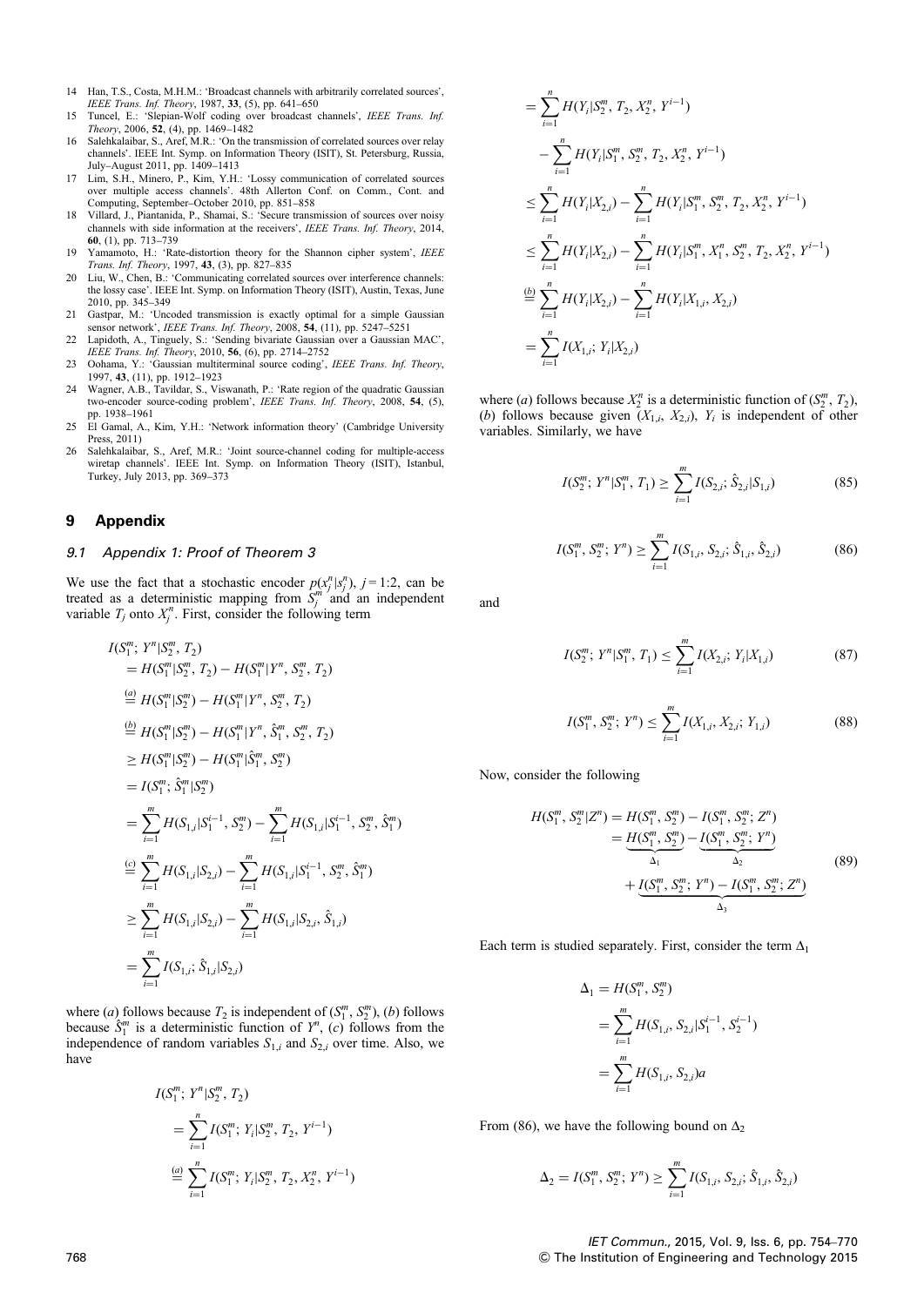14 Han, T.S., Costa, M.H.M.: 'Broadcast channels with arbitrarily correlated sources', *IEEE Trans. Inf. Theory*, 1987, **33**, (5), pp. 641–650

15 Tuncel, E.: 'Slepian-Wolf coding over broadcast channels', *IEEE Trans. Inf. Theory*, 2006, **52**, (4), pp. 1469–1482

16 Salehkalaibar, S., Aref, M.R.: 'On the transmission of correlated sources over relay channels'. IEEE Int. Symp. on Information Theory (ISIT), St. Petersburg, Russia, July–August 2011, pp. 1409–1413

17 Lim, S.H., Minero, P., Kim, Y.H.: 'Lossy communication of correlated sources over multiple access channels'. 48th Allerton Conf. on Comm., Cont. and Computing, September–October 2010, pp. 851–858

18 Villard, J., Piantanida, P., Shamai, S.: 'Secure transmission of sources over noisy channels with side information at the receivers', *IEEE Trans. Inf. Theory*, 2014, **60**, (1), pp. 713–739

19 Yamamoto, H.: 'Rate-distortion theory for the Shannon cipher system', *IEEE Trans. Inf. Theory*, 1997, **43**, (3), pp. 827–835

20 Liu, W., Chen, B.: 'Communicating correlated sources over interference channels: the lossy case'. IEEE Int. Symp. on Information Theory (ISIT), Austin, Texas, June 2010, pp. 345–349

21 Gastpar, M.: 'Uncoded transmission is exactly optimal for a simple Gaussian sensor network', *IEEE Trans. Inf. Theory*, 2008, **54**, (11), pp. 5247–5251

22 Lapidoth, A., Tinguely, S.: 'Sending bivariate Gaussian over a Gaussian MAC', *IEEE Trans. Inf. Theory*, 2010, **56**, (6), pp. 2714–2752

23 Oohama, Y.: 'Gaussian multiterminal source coding', *IEEE Trans. Inf. Theory*, 1997, **43**, (11), pp. 1912–1923

24 Wagner, A.B., Tavildar, S., Viswanath, P.: 'Rate region of the quadratic Gaussian two-encoder source-coding problem', *IEEE Trans. Inf. Theory*, 2008, **54**, (5), pp. 1938–1961

25 El Gamal, A., Kim, Y.H.: 'Network information theory' (Cambridge University Press, 2011)

26 Salehkalaibar, S., Aref, M.R.: 'Joint source-channel coding for multiple-access wiretap channels'. IEEE Int. Symp. on Information Theory (ISIT), Istanbul, Turkey, July 2013, pp. 369–373

## 9 Appendix

### 9.1 Appendix 1: Proof of Theorem 3

We use the fact that a stochastic encoder $p(x_j^n|s_j^n)$, $j=1{:}2$, can be treated as a deterministic mapping from $S_j^m$ and an independent variable $T_j$ onto $X_j^n$. First, consider the following term

$$
\begin{aligned}
&I(S_1^m; Y^n|S_2^m, T_2)\\
&= H(S_1^m|S_2^m, T_2) - H(S_1^m|Y^n, S_2^m, T_2)\\
&\overset{(a)}{=} H(S_1^m|S_2^m) - H(S_1^m|Y^n, S_2^m, T_2)\\
&\overset{(b)}{=} H(S_1^m|S_2^m) - H(S_1^m|Y^n, \hat{S}_1^m, S_2^m, T_2)\\
&\geq H(S_1^m|S_2^m) - H(S_1^m|\hat{S}_1^m, S_2^m)\\
&= I(S_1^m; \hat{S}_1^m|S_2^m)\\
&= \sum_{i=1}^{m} H(S_{1,i}|S_1^{i-1}, S_2^m) - \sum_{i=1}^{m} H(S_{1,i}|S_1^{i-1}, S_2^m, \hat{S}_1^m)\\
&\overset{(c)}{=} \sum_{i=1}^{m} H(S_{1,i}|S_{2,i}) - \sum_{i=1}^{m} H(S_{1,i}|S_1^{i-1}, S_2^m, \hat{S}_1^m)\\
&\geq \sum_{i=1}^{m} H(S_{1,i}|S_{2,i}) - \sum_{i=1}^{m} H(S_{1,i}|S_{2,i}, \hat{S}_{1,i})\\
&= \sum_{i=1}^{m} I(S_{1,i}; \hat{S}_{1,i}|S_{2,i})
\end{aligned}
$$

where (*a*) follows because $T_2$ is independent of $(S_1^m, S_2^m)$, (*b*) follows because $\hat{S}_1^m$ is a deterministic function of $Y^n$, (*c*) follows from the independence of random variables $S_{1,i}$ and $S_{2,i}$ over time. Also, we have

$$
\begin{aligned}
&I(S_1^m; Y^n|S_2^m, T_2)\\
&= \sum_{i=1}^{n} I(S_1^m; Y_i|S_2^m, T_2, Y^{i-1})\\
&\overset{(a)}{=} \sum_{i=1}^{n} I(S_1^m; Y_i|S_2^m, T_2, X_2^n, Y^{i-1})\\
&= \sum_{i=1}^{n} H(Y_i|S_2^m, T_2, X_2^n, Y^{i-1})\\
&\quad - \sum_{i=1}^{n} H(Y_i|S_1^m, S_2^m, T_2, X_2^n, Y^{i-1})\\
&\leq \sum_{i=1}^{n} H(Y_i|X_{2,i}) - \sum_{i=1}^{n} H(Y_i|S_1^m, S_2^m, T_2, X_2^n, Y^{i-1})\\
&\leq \sum_{i=1}^{n} H(Y_i|X_{2,i}) - \sum_{i=1}^{n} H(Y_i|S_1^m, X_1^n, S_2^m, T_2, X_2^n, Y^{i-1})\\
&\overset{(b)}{=} \sum_{i=1}^{n} H(Y_i|X_{2,i}) - \sum_{i=1}^{n} H(Y_i|X_{1,i}, X_{2,i})\\
&= \sum_{i=1}^{n} I(X_{1,i}; Y_i|X_{2,i})
\end{aligned}
$$

where (*a*) follows because $X_2^n$ is a deterministic function of $(S_2^m, T_2)$, (*b*) follows because given $(X_{1,i}, X_{2,i})$, $Y_i$ is independent of other variables. Similarly, we have

$$
I(S_2^m; Y^n|S_1^m, T_1) \geq \sum_{i=1}^{m} I(S_{2,i}; \hat{S}_{2,i}|S_{1,i}) \tag{85}
$$

$$
I(S_1^m, S_2^m; Y^n) \geq \sum_{i=1}^{m} I(S_{1,i}, S_{2,i}; \hat{S}_{1,i}, \hat{S}_{2,i}) \tag{86}
$$

and

$$
I(S_2^m; Y^n|S_1^m, T_1) \leq \sum_{i=1}^{m} I(X_{2,i}; Y_i|X_{1,i}) \tag{87}
$$

$$
I(S_1^m, S_2^m; Y^n) \leq \sum_{i=1}^{m} I(X_{1,i}, X_{2,i}; Y_{1,i}) \tag{88}
$$

Now, consider the following

$$
\begin{aligned}
H(S_1^m, S_2^m|Z^n) &= H(S_1^m, S_2^m) - I(S_1^m, S_2^m; Z^n)\\
&= \underbrace{H(S_1^m, S_2^m)}_{\Delta_1} - \underbrace{I(S_1^m, S_2^m; Y^n)}_{\Delta_2}\\
&\quad + \underbrace{I(S_1^m, S_2^m; Y^n) - I(S_1^m, S_2^m; Z^n)}_{\Delta_3}
\end{aligned} \tag{89}
$$

Each term is studied separately. First, consider the term $\Delta_1$

$$
\begin{aligned}
\Delta_1 &= H(S_1^m, S_2^m)\\
&= \sum_{i=1}^{m} H(S_{1,i}, S_{2,i}|S_1^{i-1}, S_2^{i-1})\\
&= \sum_{i=1}^{m} H(S_{1,i}, S_{2,i})a
\end{aligned}
$$

From (86), we have the following bound on $\Delta_2$

$$
\Delta_2 = I(S_1^m, S_2^m; Y^n) \geq \sum_{i=1}^{m} I(S_{1,i}, S_{2,i}; \hat{S}_{1,i}, \hat{S}_{2,i})
$$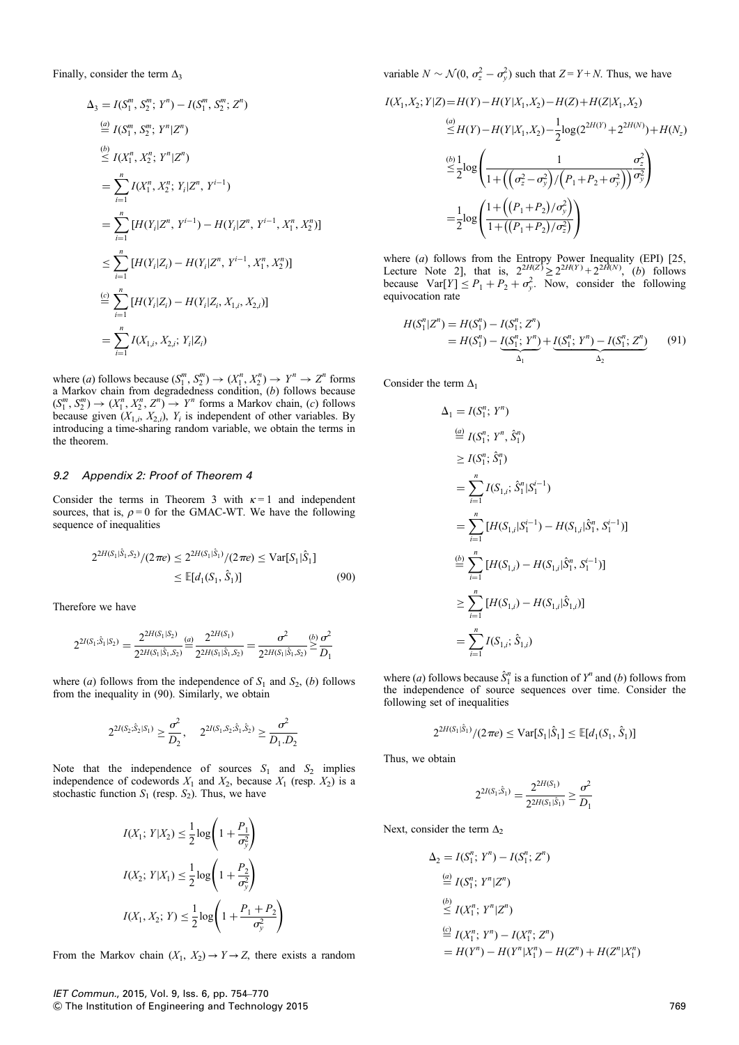Finally, consider the term $\Delta_3$

$$
\begin{aligned}
\Delta_3 &= I(S_1^m, S_2^m; Y^n) - I(S_1^m, S_2^m; Z^n) \\
&\overset{(a)}{=} I(S_1^m, S_2^m; Y^n | Z^n) \\
&\overset{(b)}{\leq} I(X_1^n, X_2^n; Y^n | Z^n) \\
&= \sum_{i=1}^{n} I(X_1^n, X_2^n; Y_i | Z^n, Y^{i-1}) \\
&= \sum_{i=1}^{n} [H(Y_i | Z^n, Y^{i-1}) - H(Y_i | Z^n, Y^{i-1}, X_1^n, X_2^n)] \\
&\leq \sum_{i=1}^{n} [H(Y_i | Z_i) - H(Y_i | Z^n, Y^{i-1}, X_1^n, X_2^n)] \\
&\overset{(c)}{=} \sum_{i=1}^{n} [H(Y_i | Z_i) - H(Y_i | Z_i, X_{1,i}, X_{2,i})] \\
&= \sum_{i=1}^{n} I(X_{1,i}, X_{2,i}; Y_i | Z_i)
\end{aligned}
$$

where (*a*) follows because $(S_1^m, S_2^m) \to (X_1^n, X_2^n) \to Y^n \to Z^n$ forms a Markov chain from degradedness condition, (*b*) follows because $(S_1^m, S_2^m) \to (X_1^n, X_2^n, Z^n) \to Y^n$ forms a Markov chain, (*c*) follows because given $(X_{1,i}, X_{2,i})$, $Y_i$ is independent of other variables. By introducing a time-sharing random variable, we obtain the terms in the theorem.

### 9.2 Appendix 2: Proof of Theorem 4

Consider the terms in Theorem 3 with $\kappa = 1$ and independent sources, that is, $\rho = 0$ for the GMAC-WT. We have the following sequence of inequalities

$$
2^{2H(S_1|\hat{S}_1, S_2)}/(2\pi e) \leq 2^{2H(S_1|\hat{S}_1)}/(2\pi e) \leq \mathrm{Var}[S_1|\hat{S}_1] \leq \mathbb{E}[d_1(S_1, \hat{S}_1)] \tag{90}
$$

Therefore we have

$$
2^{2I(S_1;\hat{S}_1|S_2)} = \frac{2^{2H(S_1|S_2)}}{2^{2H(S_1|\hat{S}_1,S_2)}} \overset{(a)}{=} \frac{2^{2H(S_1)}}{2^{2H(S_1|\hat{S}_1,S_2)}} = \frac{\sigma^2}{2^{2H(S_1|\hat{S}_1,S_2)}} \overset{(b)}{\geq} \frac{\sigma^2}{D_1}
$$

where (*a*) follows from the independence of $S_1$ and $S_2$, (*b*) follows from the inequality in (90). Similarly, we obtain

$$
2^{2I(S_2;\hat{S}_2|S_1)} \geq \frac{\sigma^2}{D_2}, \quad 2^{2I(S_1,S_2;\hat{S}_1,\hat{S}_2)} \geq \frac{\sigma^2}{D_1.D_2}
$$

Note that the independence of sources $S_1$ and $S_2$ implies independence of codewords $X_1$ and $X_2$, because $X_1$ (resp. $X_2$) is a stochastic function $S_1$ (resp. $S_2$). Thus, we have

$$
\begin{aligned}
I(X_1; Y|X_2) &\leq \frac{1}{2}\log\left(1 + \frac{P_1}{\sigma_y^2}\right) \\
I(X_2; Y|X_1) &\leq \frac{1}{2}\log\left(1 + \frac{P_2}{\sigma_y^2}\right) \\
I(X_1, X_2; Y) &\leq \frac{1}{2}\log\left(1 + \frac{P_1 + P_2}{\sigma_y^2}\right)
\end{aligned}
$$

From the Markov chain $(X_1, X_2) \to Y \to Z$, there exists a random variable $N \sim \mathcal{N}(0, \sigma_z^2 - \sigma_y^2)$ such that $Z = Y + N$. Thus, we have

$$
\begin{aligned}
I(X_1, X_2; Y|Z) &= H(Y) - H(Y|X_1, X_2) - H(Z) + H(Z|X_1, X_2) \\
&\overset{(a)}{\leq} H(Y) - H(Y|X_1, X_2) - \frac{1}{2}\log(2^{2H(Y)} + 2^{2H(N)}) + H(N_z) \\
&\overset{(b)}{\leq} \frac{1}{2}\log\left(\frac{1}{1 + \left(\left(\sigma_z^2 - \sigma_y^2\right)/\left(P_1 + P_2 + \sigma_y^2\right)\right)} \frac{\sigma_z^2}{\sigma_y^2}\right) \\
&= \frac{1}{2}\log\left(\frac{1 + \left(\left(P_1 + P_2\right)/\sigma_y^2\right)}{1 + \left(\left(P_1 + P_2\right)/\sigma_z^2\right)}\right)
\end{aligned}
$$

where (*a*) follows from the Entropy Power Inequality (EPI) [25, Lecture Note 2], that is, $2^{2H(Z)} \geq 2^{2H(Y)} + 2^{2H(N)}$, (*b*) follows because $\mathrm{Var}[Y] \leq P_1 + P_2 + \sigma_y^2$. Now, consider the following equivocation rate

$$
\begin{aligned}
H(S_1^n|Z^n) &= H(S_1^n) - I(S_1^n; Z^n) \\
&= H(S_1^n) - \underbrace{I(S_1^n; Y^n)}_{\Delta_1} + \underbrace{I(S_1^n; Y^n) - I(S_1^n; Z^n)}_{\Delta_2}
\end{aligned} \tag{91}
$$

Consider the term $\Delta_1$

$$
\begin{aligned}
\Delta_1 &= I(S_1^n; Y^n) \\
&\overset{(a)}{=} I(S_1^n; Y^n, \hat{S}_1^n) \\
&\geq I(S_1^n; \hat{S}_1^n) \\
&= \sum_{i=1}^{n} I(S_{1,i}; \hat{S}_1^n | S_1^{i-1}) \\
&= \sum_{i=1}^{n} [H(S_{1,i}|S_1^{i-1}) - H(S_{1,i}|\hat{S}_1^n, S_1^{i-1})] \\
&\overset{(b)}{=} \sum_{i=1}^{n} [H(S_{1,i}) - H(S_{1,i}|\hat{S}_1^n, S_1^{i-1})] \\
&\geq \sum_{i=1}^{n} [H(S_{1,i}) - H(S_{1,i}|\hat{S}_{1,i})] \\
&= \sum_{i=1}^{n} I(S_{1,i}; \hat{S}_{1,i})
\end{aligned}
$$

where (*a*) follows because $\hat{S}_1^n$ is a function of $Y^n$ and (*b*) follows from the independence of source sequences over time. Consider the following set of inequalities

$$
2^{2H(S_1|\hat{S}_1)}/(2\pi e) \leq \mathrm{Var}[S_1|\hat{S}_1] \leq \mathbb{E}[d_1(S_1, \hat{S}_1)]
$$

Thus, we obtain

$$
2^{2I(S_1;\hat{S}_1)} = \frac{2^{2H(S_1)}}{2^{2H(S_1|\hat{S}_1)}} \geq \frac{\sigma^2}{D_1}
$$

Next, consider the term $\Delta_2$

$$
\begin{aligned}
\Delta_2 &= I(S_1^n; Y^n) - I(S_1^n; Z^n) \\
&\overset{(a)}{=} I(S_1^n; Y^n | Z^n) \\
&\overset{(b)}{\leq} I(X_1^n; Y^n | Z^n) \\
&\overset{(c)}{=} I(X_1^n; Y^n) - I(X_1^n; Z^n) \\
&= H(Y^n) - H(Y^n|X_1^n) - H(Z^n) + H(Z^n|X_1^n)
\end{aligned}
$$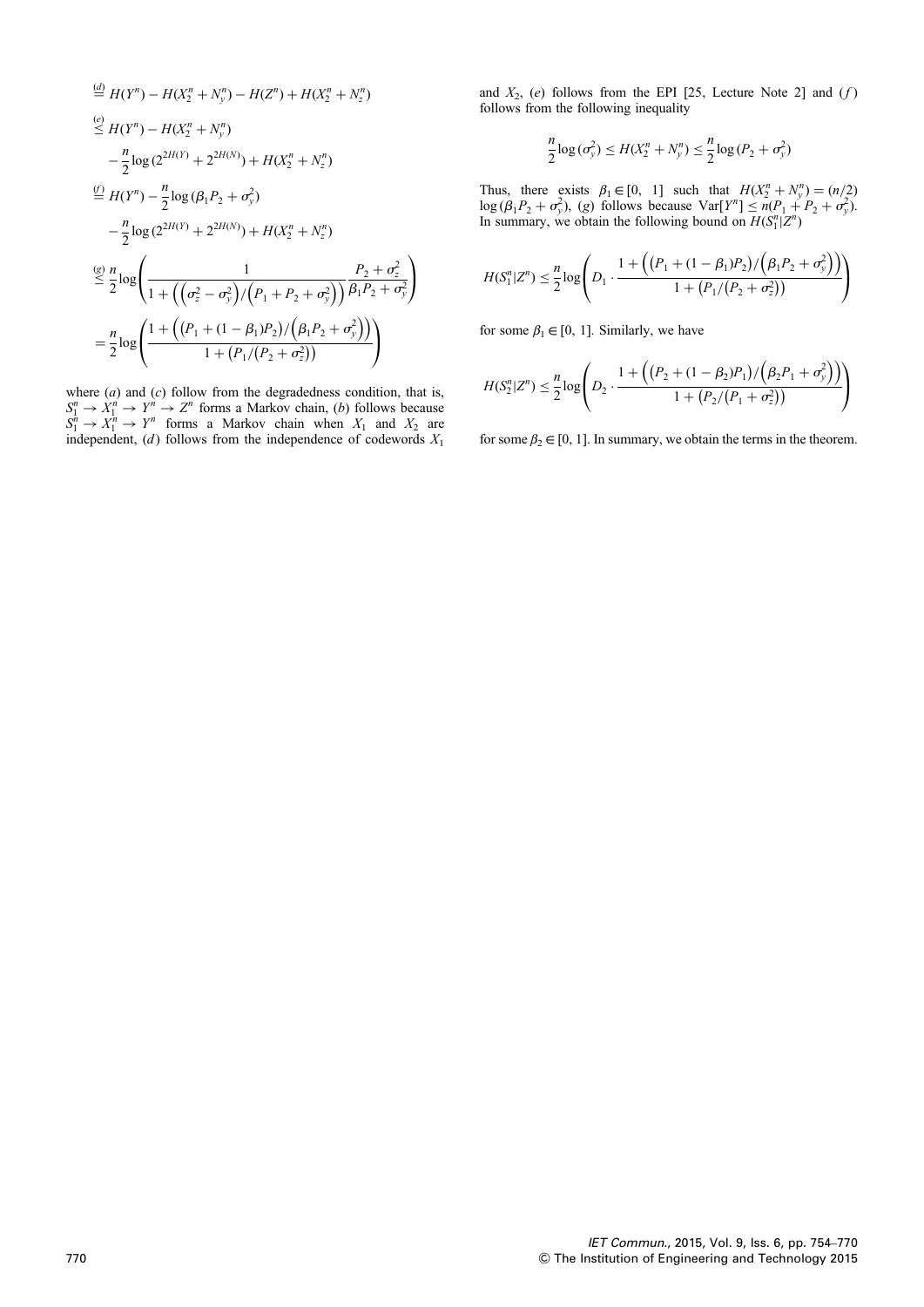$$
\begin{aligned}
&\stackrel{(d)}{=} H(Y^n) - H(X_2^n + N_y^n) - H(Z^n) + H(X_2^n + N_z^n)\\
&\stackrel{(e)}{\leq} H(Y^n) - H(X_2^n + N_y^n)\\
&\quad - \frac{n}{2}\log\left(2^{2H(Y)} + 2^{2H(N)}\right) + H(X_2^n + N_z^n)\\
&\stackrel{(f)}{=} H(Y^n) - \frac{n}{2}\log\left(\beta_1 P_2 + \sigma_y^2\right)\\
&\quad - \frac{n}{2}\log\left(2^{2H(Y)} + 2^{2H(N)}\right) + H(X_2^n + N_z^n)\\
&\stackrel{(g)}{\leq} \frac{n}{2}\log\left(\frac{1}{1 + \left(\left(\sigma_z^2 - \sigma_y^2\right)/\left(P_1 + P_2 + \sigma_y^2\right)\right)}\frac{P_2 + \sigma_z^2}{\beta_1 P_2 + \sigma_y^2}\right)\\
&= \frac{n}{2}\log\left(\frac{1 + \left(\left(P_1 + (1-\beta_1)P_2\right)/\left(\beta_1 P_2 + \sigma_y^2\right)\right)}{1 + \left(P_1/\left(P_2 + \sigma_z^2\right)\right)}\right)
\end{aligned}
$$

where $(a)$ and $(c)$ follow from the degradedness condition, that is, $S_1^n \to X_1^n \to Y^n \to Z^n$ forms a Markov chain, $(b)$ follows because $S_1^n \to X_1^n \to Y^n$ forms a Markov chain when $X_1$ and $X_2$ are independent, $(d)$ follows from the independence of codewords $X_1$ and $X_2$, $(e)$ follows from the EPI [25, Lecture Note 2] and $(f)$ follows from the following inequality

$$
\frac{n}{2}\log\left(\sigma_y^2\right) \leq H(X_2^n + N_y^n) \leq \frac{n}{2}\log\left(P_2 + \sigma_y^2\right)
$$

Thus, there exists $\beta_1 \in [0,\ 1]$ such that $H(X_2^n + N_y^n) = (n/2)\log\left(\beta_1 P_2 + \sigma_y^2\right)$, $(g)$ follows because $\mathrm{Var}[Y^n] \leq n(P_1 + P_2 + \sigma_y^2)$. In summary, we obtain the following bound on $H(S_1^n|Z^n)$

$$
H(S_1^n|Z^n) \leq \frac{n}{2}\log\left(D_1 \cdot \frac{1 + \left(\left(P_1 + (1-\beta_1)P_2\right)/\left(\beta_1 P_2 + \sigma_y^2\right)\right)}{1 + \left(P_1/\left(P_2 + \sigma_z^2\right)\right)}\right)
$$

for some $\beta_1 \in [0, 1]$. Similarly, we have

$$
H(S_2^n|Z^n) \leq \frac{n}{2}\log\left(D_2 \cdot \frac{1 + \left(\left(P_2 + (1-\beta_2)P_1\right)/\left(\beta_2 P_1 + \sigma_y^2\right)\right)}{1 + \left(P_2/\left(P_1 + \sigma_z^2\right)\right)}\right)
$$

for some $\beta_2 \in [0, 1]$. In summary, we obtain the terms in the theorem.